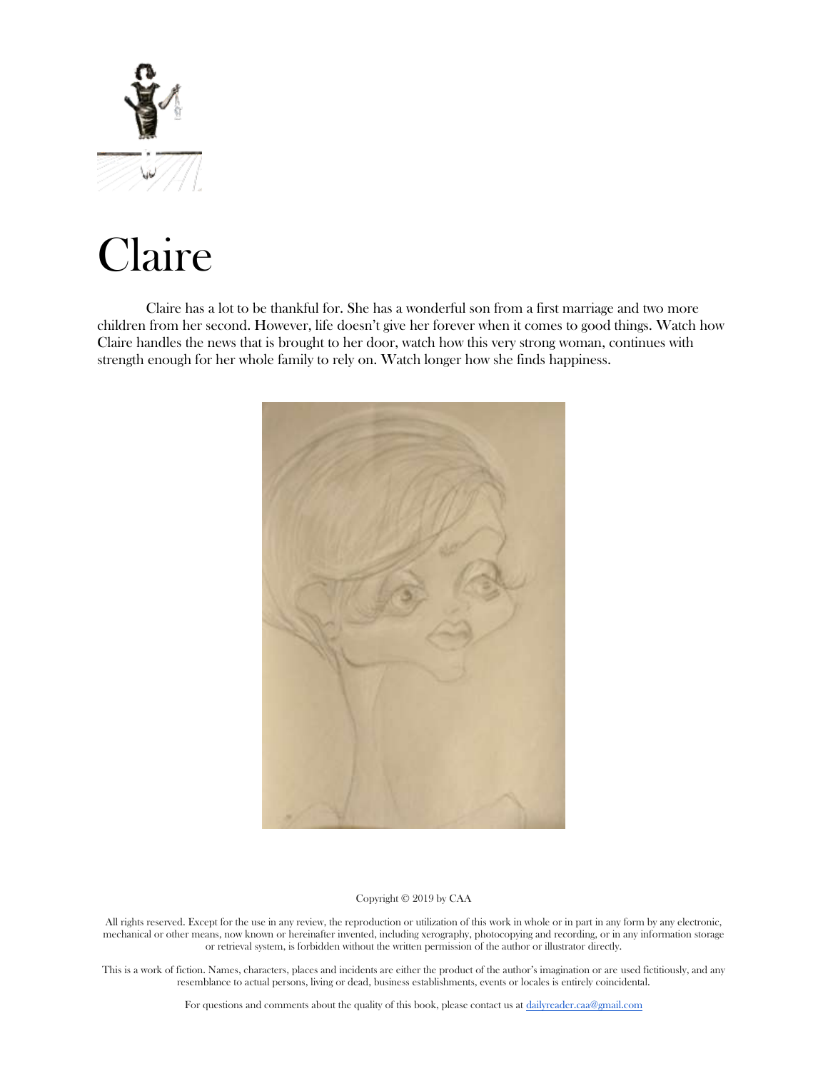# Claire

Claire has a lot to be thankful for. She has a wonderful son from a first marriage and two more children from her second. However, life doesn't give her forever when it comes to good things. Watch how Claire handles the news that is brought to her door, watch how this very strong woman, continues with strength enough for her whole family to rely on. Watch longer how she finds happiness.

Copyright © 2019 by CAA

All rights reserved. Except for the use in any review, the reproduction or utilization of this work in whole or in part in any form by any electronic, mechanical or other means, now known or hereinafter invented, including xerography, photocopying and recording, or in any information storage or retrieval system, is forbidden without the written permission of the author or illustrator directly.

This is a work of fiction. Names, characters, places and incidents are either the product of the author's imagination or are used fictitiously, and any resemblance to actual persons, living or dead, business establishments, events or locales is entirely coincidental.

For questions and comments about the quality of this book, please contact us at dailyreader.caa@gmail.com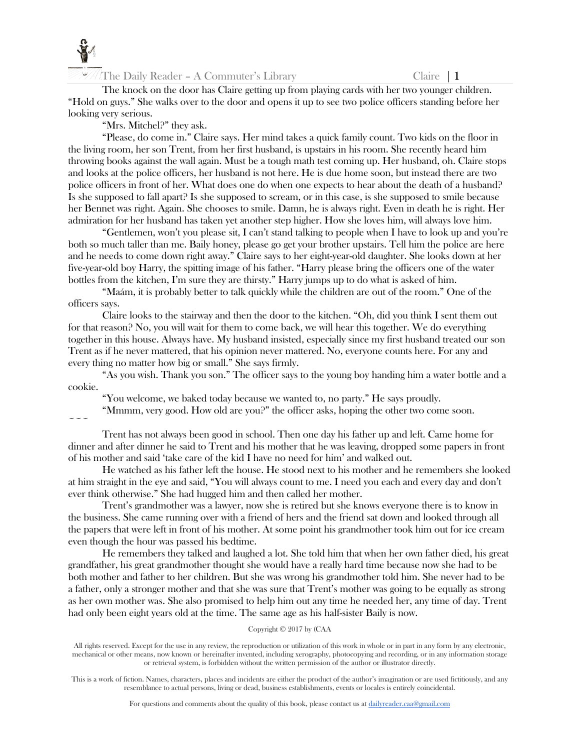The knock on the door has Claire getting up from playing cards with her two younger children. "Hold on guys." She walks over to the door and opens it up to see two police officers standing before her looking very serious.

"Mrs. Mitchel?" they ask.

"Please, do come in." Claire says. Her mind takes a quick family count. Two kids on the floor in the living room, her son Trent, from her first husband, is upstairs in his room. She recently heard him throwing books against the wall again. Must be a tough math test coming up. Her husband, oh. Claire stops and looks at the police officers, her husband is not here. He is due home soon, but instead there are two police officers in front of her. What does one do when one expects to hear about the death of a husband? Is she supposed to fall apart? Is she supposed to scream, or in this case, is she supposed to smile because her Bennet was right. Again. She chooses to smile. Damn, he is always right. Even in death he is right. Her admiration for her husband has taken yet another step higher. How she loves him, will always love him.

"Gentlemen, won't you please sit, I can't stand talking to people when I have to look up and you're both so much taller than me. Baily honey, please go get your brother upstairs. Tell him the police are here and he needs to come down right away." Claire says to her eight-year-old daughter. She looks down at her five-year-old boy Harry, the spitting image of his father. "Harry please bring the officers one of the water bottles from the kitchen, I'm sure they are thirsty." Harry jumps up to do what is asked of him.

"Maám, it is probably better to talk quickly while the children are out of the room." One of the officers says.

Claire looks to the stairway and then the door to the kitchen. "Oh, did you think I sent them out for that reason? No, you will wait for them to come back, we will hear this together. We do everything together in this house. Always have. My husband insisted, especially since my first husband treated our son Trent as if he never mattered, that his opinion never mattered. No, everyone counts here. For any and every thing no matter how big or small." She says firmly.

"As you wish. Thank you son." The officer says to the young boy handing him a water bottle and a cookie.

"You welcome, we baked today because we wanted to, no party." He says proudly.

"Mmmm, very good. How old are you?" the officer asks, hoping the other two come soon.

~ ~ ~

Trent has not always been good in school. Then one day his father up and left. Came home for dinner and after dinner he said to Trent and his mother that he was leaving, dropped some papers in front of his mother and said 'take care of the kid I have no need for him' and walked out.

He watched as his father left the house. He stood next to his mother and he remembers she looked at him straight in the eye and said, "You will always count to me. I need you each and every day and don't ever think otherwise." She had hugged him and then called her mother.

Trent's grandmother was a lawyer, now she is retired but she knows everyone there is to know in the business. She came running over with a friend of hers and the friend sat down and looked through all the papers that were left in front of his mother. At some point his grandmother took him out for ice cream even though the hour was passed his bedtime.

He remembers they talked and laughed a lot. She told him that when her own father died, his great grandfather, his great grandmother thought she would have a really hard time because now she had to be both mother and father to her children. But she was wrong his grandmother told him. She never had to be a father, only a stronger mother and that she was sure that Trent's mother was going to be equally as strong as her own mother was. She also promised to help him out any time he needed her, any time of day. Trent had only been eight years old at the time. The same age as his half-sister Baily is now.

Copyright © 2017 by (CAA

All rights reserved. Except for the use in any review, the reproduction or utilization of this work in whole or in part in any form by any electronic, mechanical or other means, now known or hereinafter invented, including xerography, photocopying and recording, or in any information storage or retrieval system, is forbidden without the written permission of the author or illustrator directly.

This is a work of fiction. Names, characters, places and incidents are either the product of the author's imagination or are used fictitiously, and any resemblance to actual persons, living or dead, business establishments, events or locales is entirely coincidental.

For questions and comments about the quality of this book, please contact us at dailyreader.caa@gmail.com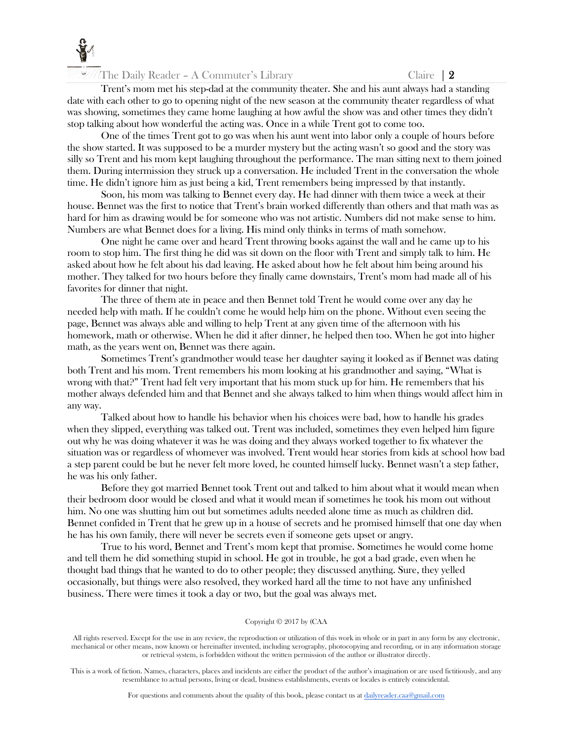Trent's mom met his step-dad at the community theater. She and his aunt always had a standing date with each other to go to opening night of the new season at the community theater regardless of what was showing, sometimes they came home laughing at how awful the show was and other times they didn't stop talking about how wonderful the acting was. Once in a while Trent got to come too.

One of the times Trent got to go was when his aunt went into labor only a couple of hours before the show started. It was supposed to be a murder mystery but the acting wasn't so good and the story was silly so Trent and his mom kept laughing throughout the performance. The man sitting next to them joined them. During intermission they struck up a conversation. He included Trent in the conversation the whole time. He didn't ignore him as just being a kid, Trent remembers being impressed by that instantly.

Soon, his mom was talking to Bennet every day. He had dinner with them twice a week at their house. Bennet was the first to notice that Trent's brain worked differently than others and that math was as hard for him as drawing would be for someone who was not artistic. Numbers did not make sense to him. Numbers are what Bennet does for a living. His mind only thinks in terms of math somehow.

One night he came over and heard Trent throwing books against the wall and he came up to his room to stop him. The first thing he did was sit down on the floor with Trent and simply talk to him. He asked about how he felt about his dad leaving. He asked about how he felt about him being around his mother. They talked for two hours before they finally came downstairs, Trent's mom had made all of his favorites for dinner that night.

The three of them ate in peace and then Bennet told Trent he would come over any day he needed help with math. If he couldn't come he would help him on the phone. Without even seeing the page, Bennet was always able and willing to help Trent at any given time of the afternoon with his homework, math or otherwise. When he did it after dinner, he helped then too. When he got into higher math, as the years went on, Bennet was there again.

Sometimes Trent's grandmother would tease her daughter saying it looked as if Bennet was dating both Trent and his mom. Trent remembers his mom looking at his grandmother and saying, "What is wrong with that?" Trent had felt very important that his mom stuck up for him. He remembers that his mother always defended him and that Bennet and she always talked to him when things would affect him in any way.

Talked about how to handle his behavior when his choices were bad, how to handle his grades when they slipped, everything was talked out. Trent was included, sometimes they even helped him figure out why he was doing whatever it was he was doing and they always worked together to fix whatever the situation was or regardless of whomever was involved. Trent would hear stories from kids at school how bad a step parent could be but he never felt more loved, he counted himself lucky. Bennet wasn't a step father, he was his only father.

Before they got married Bennet took Trent out and talked to him about what it would mean when their bedroom door would be closed and what it would mean if sometimes he took his mom out without him. No one was shutting him out but sometimes adults needed alone time as much as children did. Bennet confided in Trent that he grew up in a house of secrets and he promised himself that one day when he has his own family, there will never be secrets even if someone gets upset or angry.

True to his word, Bennet and Trent's mom kept that promise. Sometimes he would come home and tell them he did something stupid in school. He got in trouble, he got a bad grade, even when he thought bad things that he wanted to do to other people; they discussed anything. Sure, they yelled occasionally, but things were also resolved, they worked hard all the time to not have any unfinished business. There were times it took a day or two, but the goal was always met.

Copyright © 2017 by (CAA

All rights reserved. Except for the use in any review, the reproduction or utilization of this work in whole or in part in any form by any electronic, mechanical or other means, now known or hereinafter invented, including xerography, photocopying and recording, or in any information storage or retrieval system, is forbidden without the written permission of the author or illustrator directly.

This is a work of fiction. Names, characters, places and incidents are either the product of the author's imagination or are used fictitiously, and any resemblance to actual persons, living or dead, business establishments, events or locales is entirely coincidental.

For questions and comments about the quality of this book, please contact us at dailyreader.caa@gmail.com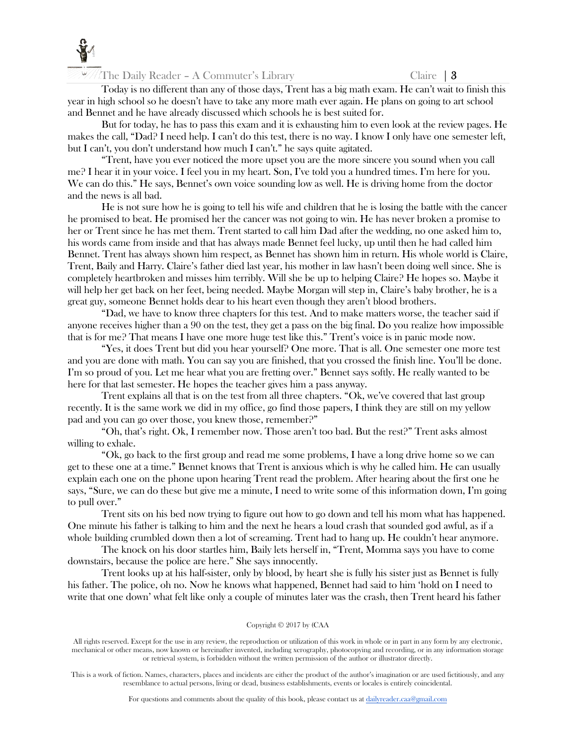Today is no different than any of those days, Trent has a big math exam. He can't wait to finish this year in high school so he doesn't have to take any more math ever again. He plans on going to art school and Bennet and he have already discussed which schools he is best suited for.

But for today, he has to pass this exam and it is exhausting him to even look at the review pages. He makes the call, "Dad? I need help. I can't do this test, there is no way. I know I only have one semester left, but I can't, you don't understand how much I can't." he says quite agitated.

"Trent, have you ever noticed the more upset you are the more sincere you sound when you call me? I hear it in your voice. I feel you in my heart. Son, I've told you a hundred times. I'm here for you. We can do this." He says, Bennet's own voice sounding low as well. He is driving home from the doctor and the news is all bad.

He is not sure how he is going to tell his wife and children that he is losing the battle with the cancer he promised to beat. He promised her the cancer was not going to win. He has never broken a promise to her or Trent since he has met them. Trent started to call him Dad after the wedding, no one asked him to, his words came from inside and that has always made Bennet feel lucky, up until then he had called him Bennet. Trent has always shown him respect, as Bennet has shown him in return. His whole world is Claire, Trent, Baily and Harry. Claire's father died last year, his mother in law hasn't been doing well since. She is completely heartbroken and misses him terribly. Will she be up to helping Claire? He hopes so. Maybe it will help her get back on her feet, being needed. Maybe Morgan will step in, Claire's baby brother, he is a great guy, someone Bennet holds dear to his heart even though they aren't blood brothers.

"Dad, we have to know three chapters for this test. And to make matters worse, the teacher said if anyone receives higher than a 90 on the test, they get a pass on the big final. Do you realize how impossible that is for me? That means I have one more huge test like this." Trent's voice is in panic mode now.

"Yes, it does Trent but did you hear yourself? One more. That is all. One semester one more test and you are done with math. You can say you are finished, that you crossed the finish line. You'll be done. I'm so proud of you. Let me hear what you are fretting over." Bennet says softly. He really wanted to be here for that last semester. He hopes the teacher gives him a pass anyway.

Trent explains all that is on the test from all three chapters. "Ok, we've covered that last group recently. It is the same work we did in my office, go find those papers, I think they are still on my yellow pad and you can go over those, you knew those, remember?"

"Oh, that's right. Ok, I remember now. Those aren't too bad. But the rest?" Trent asks almost willing to exhale.

"Ok, go back to the first group and read me some problems, I have a long drive home so we can get to these one at a time." Bennet knows that Trent is anxious which is why he called him. He can usually explain each one on the phone upon hearing Trent read the problem. After hearing about the first one he says, "Sure, we can do these but give me a minute, I need to write some of this information down, I'm going to pull over."

Trent sits on his bed now trying to figure out how to go down and tell his mom what has happened. One minute his father is talking to him and the next he hears a loud crash that sounded god awful, as if a whole building crumbled down then a lot of screaming. Trent had to hang up. He couldn't hear anymore.

The knock on his door startles him, Baily lets herself in, "Trent, Momma says you have to come downstairs, because the police are here." She says innocently.

Trent looks up at his half-sister, only by blood, by heart she is fully his sister just as Bennet is fully his father. The police, oh no. Now he knows what happened, Bennet had said to him 'hold on I need to write that one down' what felt like only a couple of minutes later was the crash, then Trent heard his father

Copyright © 2017 by (CAA

All rights reserved. Except for the use in any review, the reproduction or utilization of this work in whole or in part in any form by any electronic, mechanical or other means, now known or hereinafter invented, including xerography, photocopying and recording, or in any information storage or retrieval system, is forbidden without the written permission of the author or illustrator directly.

This is a work of fiction. Names, characters, places and incidents are either the product of the author's imagination or are used fictitiously, and any resemblance to actual persons, living or dead, business establishments, events or locales is entirely coincidental.

For questions and comments about the quality of this book, please contact us at dailyreader.caa@gmail.com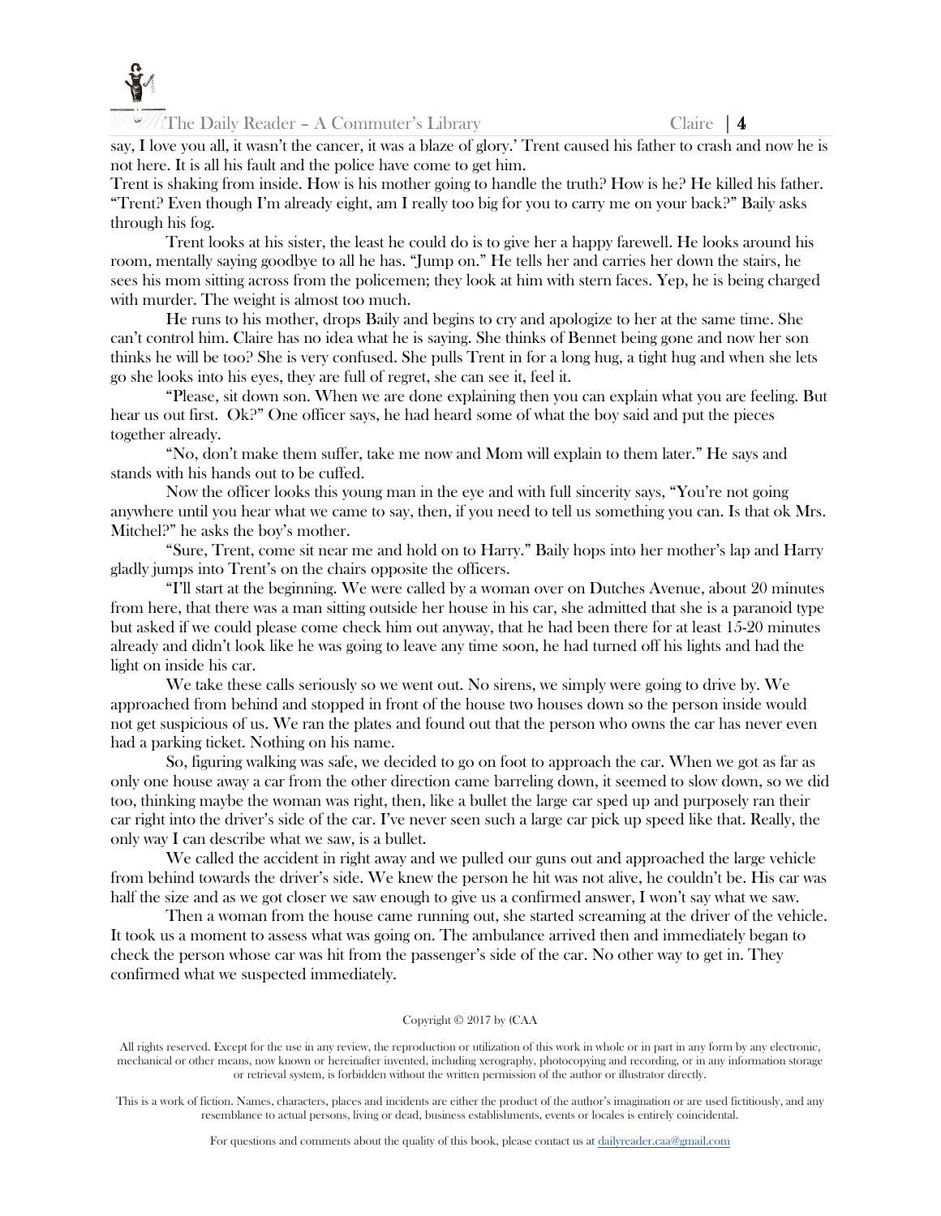say, I love you all, it wasn't the cancer, it was a blaze of glory.' Trent caused his father to crash and now he is not here. It is all his fault and the police have come to get him.

Trent is shaking from inside. How is his mother going to handle the truth? How is he? He killed his father. "Trent? Even though I'm already eight, am I really too big for you to carry me on your back?" Baily asks through his fog.

Trent looks at his sister, the least he could do is to give her a happy farewell. He looks around his room, mentally saying goodbye to all he has. "Jump on." He tells her and carries her down the stairs, he sees his mom sitting across from the policemen; they look at him with stern faces. Yep, he is being charged with murder. The weight is almost too much.

He runs to his mother, drops Baily and begins to cry and apologize to her at the same time. She can't control him. Claire has no idea what he is saying. She thinks of Bennet being gone and now her son thinks he will be too? She is very confused. She pulls Trent in for a long hug, a tight hug and when she lets go she looks into his eyes, they are full of regret, she can see it, feel it.

"Please, sit down son. When we are done explaining then you can explain what you are feeling. But hear us out first. Ok?" One officer says, he had heard some of what the boy said and put the pieces together already.

"No, don't make them suffer, take me now and Mom will explain to them later." He says and stands with his hands out to be cuffed.

Now the officer looks this young man in the eye and with full sincerity says, "You're not going anywhere until you hear what we came to say, then, if you need to tell us something you can. Is that ok Mrs. Mitchel?" he asks the boy's mother.

"Sure, Trent, come sit near me and hold on to Harry." Baily hops into her mother's lap and Harry gladly jumps into Trent's on the chairs opposite the officers.

"I'll start at the beginning. We were called by a woman over on Dutches Avenue, about 20 minutes from here, that there was a man sitting outside her house in his car, she admitted that she is a paranoid type but asked if we could please come check him out anyway, that he had been there for at least 15-20 minutes already and didn't look like he was going to leave any time soon, he had turned off his lights and had the light on inside his car.

We take these calls seriously so we went out. No sirens, we simply were going to drive by. We approached from behind and stopped in front of the house two houses down so the person inside would not get suspicious of us. We ran the plates and found out that the person who owns the car has never even had a parking ticket. Nothing on his name.

So, figuring walking was safe, we decided to go on foot to approach the car. When we got as far as only one house away a car from the other direction came barreling down, it seemed to slow down, so we did too, thinking maybe the woman was right, then, like a bullet the large car sped up and purposely ran their car right into the driver's side of the car. I've never seen such a large car pick up speed like that. Really, the only way I can describe what we saw, is a bullet.

We called the accident in right away and we pulled our guns out and approached the large vehicle from behind towards the driver's side. We knew the person he hit was not alive, he couldn't be. His car was half the size and as we got closer we saw enough to give us a confirmed answer, I won't say what we saw.

Then a woman from the house came running out, she started screaming at the driver of the vehicle. It took us a moment to assess what was going on. The ambulance arrived then and immediately began to check the person whose car was hit from the passenger's side of the car. No other way to get in. They confirmed what we suspected immediately.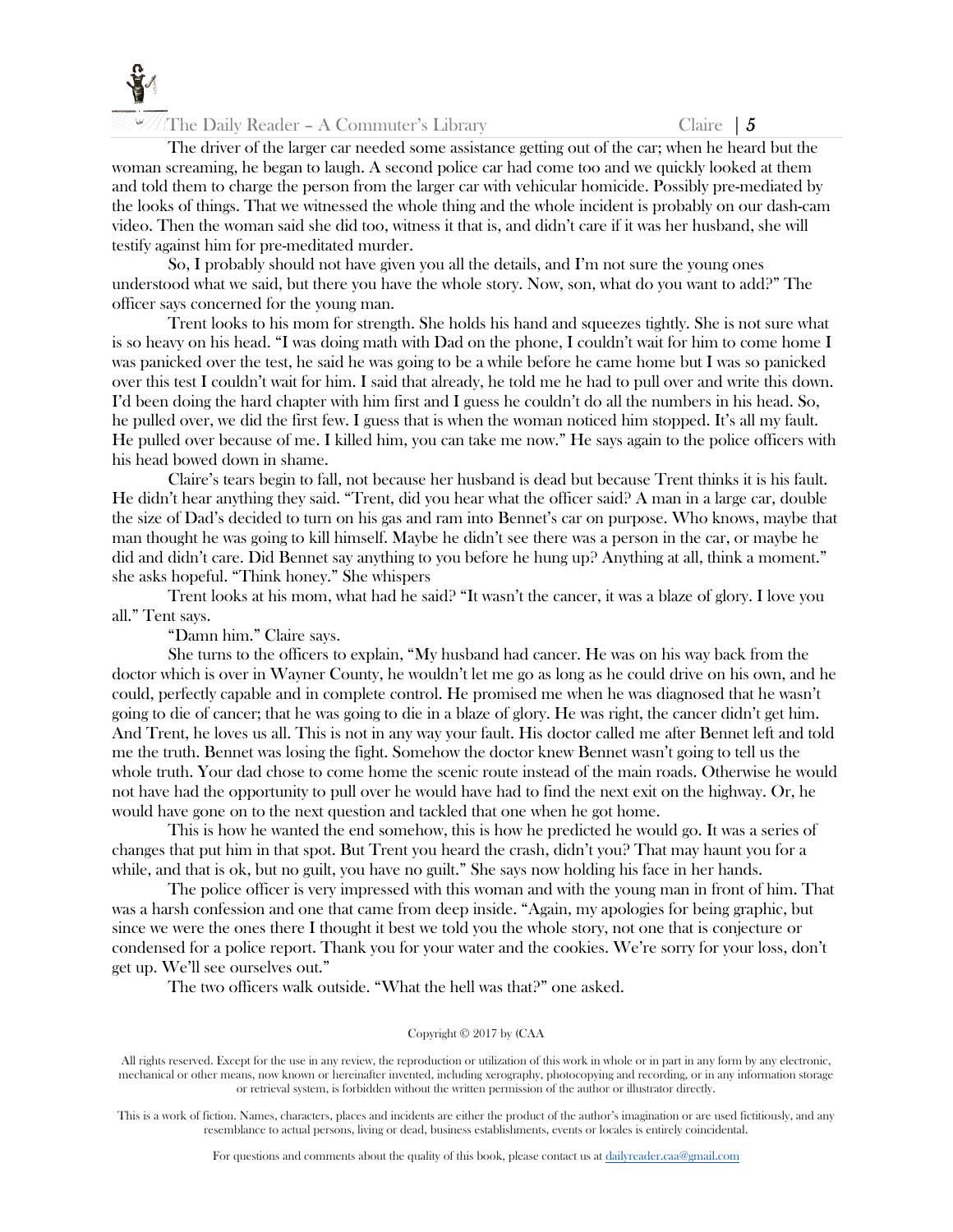The driver of the larger car needed some assistance getting out of the car; when he heard but the woman screaming, he began to laugh. A second police car had come too and we quickly looked at them and told them to charge the person from the larger car with vehicular homicide. Possibly pre-mediated by the looks of things. That we witnessed the whole thing and the whole incident is probably on our dash-cam video. Then the woman said she did too, witness it that is, and didn't care if it was her husband, she will testify against him for pre-meditated murder.

So, I probably should not have given you all the details, and I'm not sure the young ones understood what we said, but there you have the whole story. Now, son, what do you want to add?" The officer says concerned for the young man.

Trent looks to his mom for strength. She holds his hand and squeezes tightly. She is not sure what is so heavy on his head. "I was doing math with Dad on the phone, I couldn't wait for him to come home I was panicked over the test, he said he was going to be a while before he came home but I was so panicked over this test I couldn't wait for him. I said that already, he told me he had to pull over and write this down. I'd been doing the hard chapter with him first and I guess he couldn't do all the numbers in his head. So, he pulled over, we did the first few. I guess that is when the woman noticed him stopped. It's all my fault. He pulled over because of me. I killed him, you can take me now." He says again to the police officers with his head bowed down in shame.

Claire's tears begin to fall, not because her husband is dead but because Trent thinks it is his fault. He didn't hear anything they said. "Trent, did you hear what the officer said? A man in a large car, double the size of Dad's decided to turn on his gas and ram into Bennet's car on purpose. Who knows, maybe that man thought he was going to kill himself. Maybe he didn't see there was a person in the car, or maybe he did and didn't care. Did Bennet say anything to you before he hung up? Anything at all, think a moment." she asks hopeful. "Think honey." She whispers

Trent looks at his mom, what had he said? "It wasn't the cancer, it was a blaze of glory. I love you all." Tent says.

"Damn him." Claire says.

She turns to the officers to explain, "My husband had cancer. He was on his way back from the doctor which is over in Wayner County, he wouldn't let me go as long as he could drive on his own, and he could, perfectly capable and in complete control. He promised me when he was diagnosed that he wasn't going to die of cancer; that he was going to die in a blaze of glory. He was right, the cancer didn't get him. And Trent, he loves us all. This is not in any way your fault. His doctor called me after Bennet left and told me the truth. Bennet was losing the fight. Somehow the doctor knew Bennet wasn't going to tell us the whole truth. Your dad chose to come home the scenic route instead of the main roads. Otherwise he would not have had the opportunity to pull over he would have had to find the next exit on the highway. Or, he would have gone on to the next question and tackled that one when he got home.

This is how he wanted the end somehow, this is how he predicted he would go. It was a series of changes that put him in that spot. But Trent you heard the crash, didn't you? That may haunt you for a while, and that is ok, but no guilt, you have no guilt." She says now holding his face in her hands.

The police officer is very impressed with this woman and with the young man in front of him. That was a harsh confession and one that came from deep inside. "Again, my apologies for being graphic, but since we were the ones there I thought it best we told you the whole story, not one that is conjecture or condensed for a police report. Thank you for your water and the cookies. We're sorry for your loss, don't get up. We'll see ourselves out."

The two officers walk outside. "What the hell was that?" one asked.

Copyright © 2017 by (CAA

All rights reserved. Except for the use in any review, the reproduction or utilization of this work in whole or in part in any form by any electronic, mechanical or other means, now known or hereinafter invented, including xerography, photocopying and recording, or in any information storage or retrieval system, is forbidden without the written permission of the author or illustrator directly.

This is a work of fiction. Names, characters, places and incidents are either the product of the author's imagination or are used fictitiously, and any resemblance to actual persons, living or dead, business establishments, events or locales is entirely coincidental.

For questions and comments about the quality of this book, please contact us at dailyreader.caa@gmail.com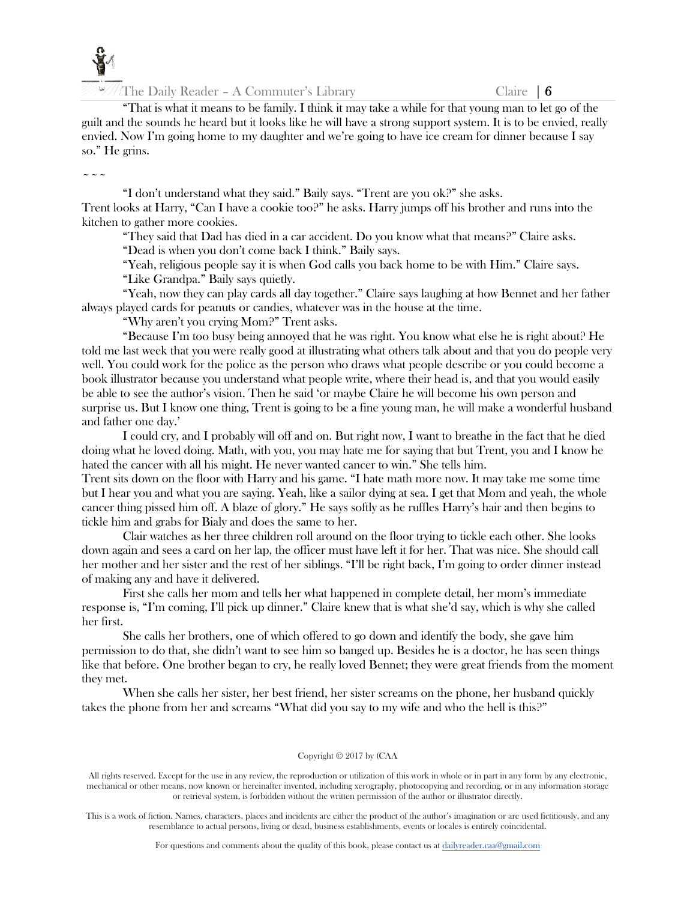"That is what it means to be family. I think it may take a while for that young man to let go of the guilt and the sounds he heard but it looks like he will have a strong support system. It is to be envied, really envied. Now I'm going home to my daughter and we're going to have ice cream for dinner because I say so." He grins.

~ ~ ~

"I don't understand what they said." Baily says. "Trent are you ok?" she asks.

Trent looks at Harry, "Can I have a cookie too?" he asks. Harry jumps off his brother and runs into the kitchen to gather more cookies.

"They said that Dad has died in a car accident. Do you know what that means?" Claire asks.

"Dead is when you don't come back I think." Baily says.

"Yeah, religious people say it is when God calls you back home to be with Him." Claire says.

"Like Grandpa." Baily says quietly.

"Yeah, now they can play cards all day together." Claire says laughing at how Bennet and her father always played cards for peanuts or candies, whatever was in the house at the time.

"Why aren't you crying Mom?" Trent asks.

"Because I'm too busy being annoyed that he was right. You know what else he is right about? He told me last week that you were really good at illustrating what others talk about and that you do people very well. You could work for the police as the person who draws what people describe or you could become a book illustrator because you understand what people write, where their head is, and that you would easily be able to see the author's vision. Then he said 'or maybe Claire he will become his own person and surprise us. But I know one thing, Trent is going to be a fine young man, he will make a wonderful husband and father one day.'

I could cry, and I probably will off and on. But right now, I want to breathe in the fact that he died doing what he loved doing. Math, with you, you may hate me for saying that but Trent, you and I know he hated the cancer with all his might. He never wanted cancer to win." She tells him.

Trent sits down on the floor with Harry and his game. "I hate math more now. It may take me some time but I hear you and what you are saying. Yeah, like a sailor dying at sea. I get that Mom and yeah, the whole cancer thing pissed him off. A blaze of glory." He says softly as he ruffles Harry's hair and then begins to tickle him and grabs for Bialy and does the same to her.

Clair watches as her three children roll around on the floor trying to tickle each other. She looks down again and sees a card on her lap, the officer must have left it for her. That was nice. She should call her mother and her sister and the rest of her siblings. "I'll be right back, I'm going to order dinner instead of making any and have it delivered.

First she calls her mom and tells her what happened in complete detail, her mom's immediate response is, "I'm coming, I'll pick up dinner." Claire knew that is what she'd say, which is why she called her first.

She calls her brothers, one of which offered to go down and identify the body, she gave him permission to do that, she didn't want to see him so banged up. Besides he is a doctor, he has seen things like that before. One brother began to cry, he really loved Bennet; they were great friends from the moment they met.

When she calls her sister, her best friend, her sister screams on the phone, her husband quickly takes the phone from her and screams "What did you say to my wife and who the hell is this?"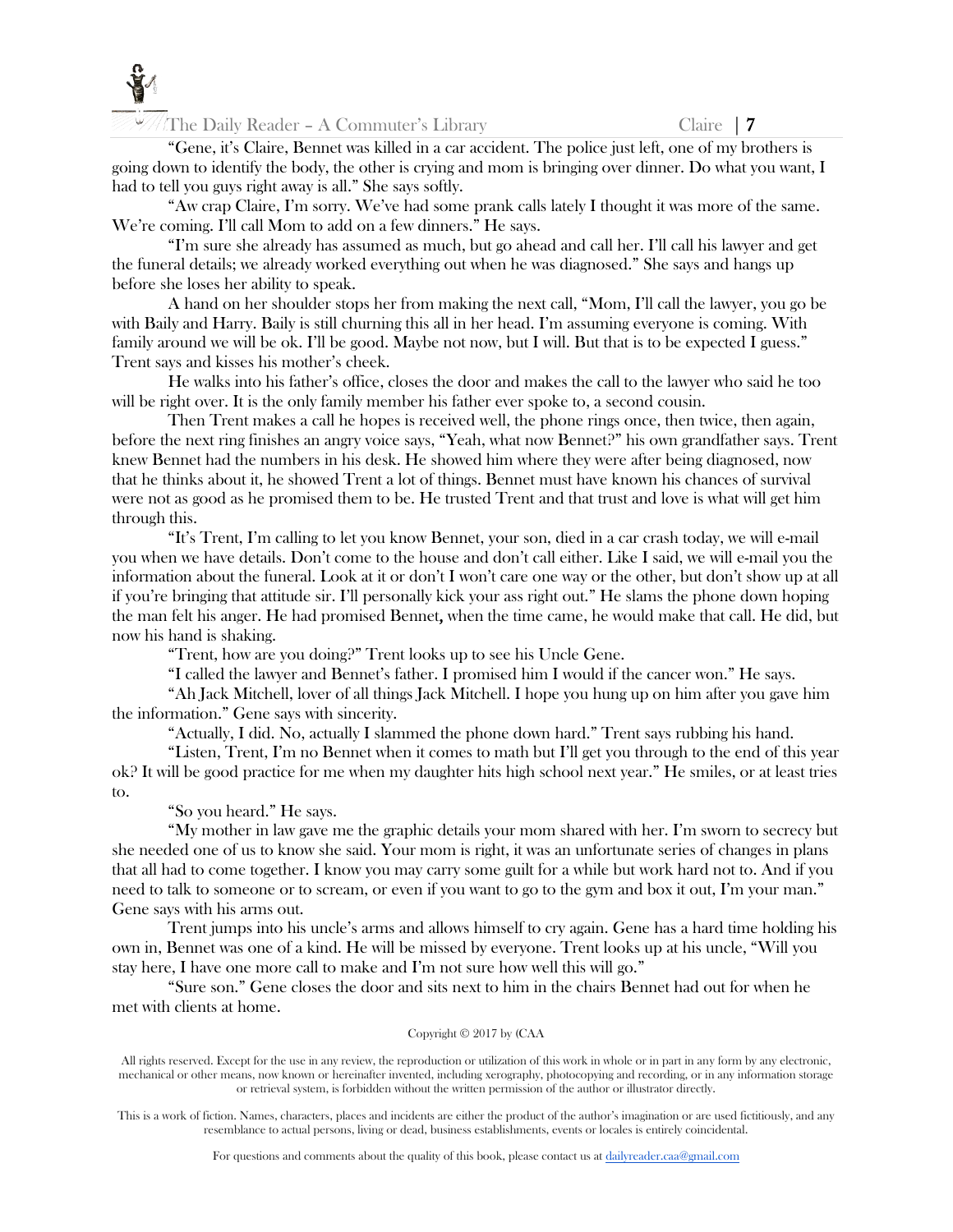"Gene, it's Claire, Bennet was killed in a car accident. The police just left, one of my brothers is going down to identify the body, the other is crying and mom is bringing over dinner. Do what you want, I had to tell you guys right away is all." She says softly.

"Aw crap Claire, I'm sorry. We've had some prank calls lately I thought it was more of the same. We're coming. I'll call Mom to add on a few dinners." He says.

"I'm sure she already has assumed as much, but go ahead and call her. I'll call his lawyer and get the funeral details; we already worked everything out when he was diagnosed." She says and hangs up before she loses her ability to speak.

A hand on her shoulder stops her from making the next call, "Mom, I'll call the lawyer, you go be with Baily and Harry. Baily is still churning this all in her head. I'm assuming everyone is coming. With family around we will be ok. I'll be good. Maybe not now, but I will. But that is to be expected I guess." Trent says and kisses his mother's cheek.

He walks into his father's office, closes the door and makes the call to the lawyer who said he too will be right over. It is the only family member his father ever spoke to, a second cousin.

Then Trent makes a call he hopes is received well, the phone rings once, then twice, then again, before the next ring finishes an angry voice says, "Yeah, what now Bennet?" his own grandfather says. Trent knew Bennet had the numbers in his desk. He showed him where they were after being diagnosed, now that he thinks about it, he showed Trent a lot of things. Bennet must have known his chances of survival were not as good as he promised them to be. He trusted Trent and that trust and love is what will get him through this.

"It's Trent, I'm calling to let you know Bennet, your son, died in a car crash today, we will e-mail you when we have details. Don't come to the house and don't call either. Like I said, we will e-mail you the information about the funeral. Look at it or don't I won't care one way or the other, but don't show up at all if you're bringing that attitude sir. I'll personally kick your ass right out." He slams the phone down hoping the man felt his anger. He had promised Bennet**,** when the time came, he would make that call. He did, but now his hand is shaking.

"Trent, how are you doing?" Trent looks up to see his Uncle Gene.

"I called the lawyer and Bennet's father. I promised him I would if the cancer won." He says.

"Ah Jack Mitchell, lover of all things Jack Mitchell. I hope you hung up on him after you gave him the information." Gene says with sincerity.

"Actually, I did. No, actually I slammed the phone down hard." Trent says rubbing his hand.

"Listen, Trent, I'm no Bennet when it comes to math but I'll get you through to the end of this year ok? It will be good practice for me when my daughter hits high school next year." He smiles, or at least tries to.

"So you heard." He says.

"My mother in law gave me the graphic details your mom shared with her. I'm sworn to secrecy but she needed one of us to know she said. Your mom is right, it was an unfortunate series of changes in plans that all had to come together. I know you may carry some guilt for a while but work hard not to. And if you need to talk to someone or to scream, or even if you want to go to the gym and box it out, I'm your man." Gene says with his arms out.

Trent jumps into his uncle's arms and allows himself to cry again. Gene has a hard time holding his own in, Bennet was one of a kind. He will be missed by everyone. Trent looks up at his uncle, "Will you stay here, I have one more call to make and I'm not sure how well this will go."

"Sure son." Gene closes the door and sits next to him in the chairs Bennet had out for when he met with clients at home.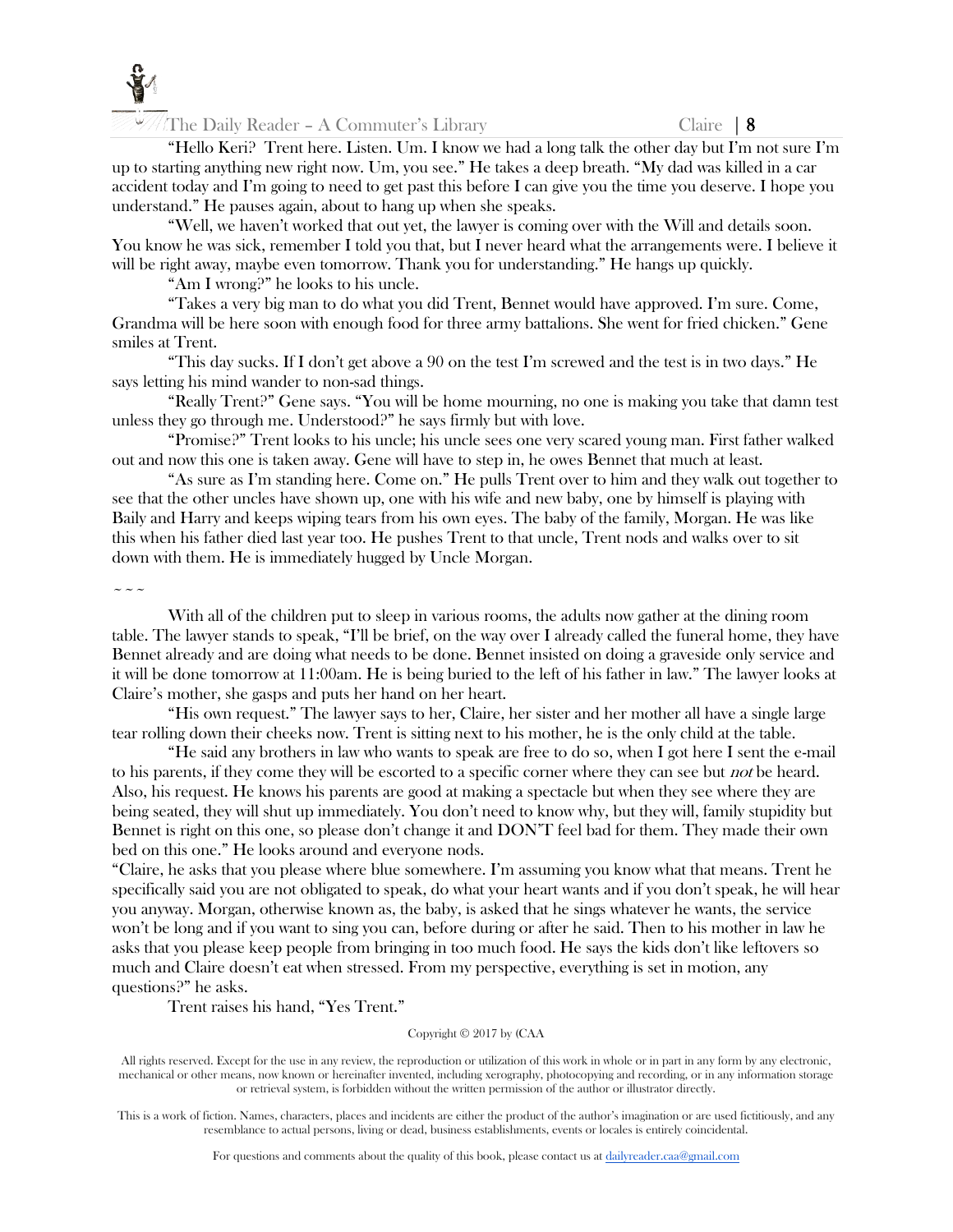"Hello Keri? Trent here. Listen. Um. I know we had a long talk the other day but I'm not sure I'm up to starting anything new right now. Um, you see." He takes a deep breath. "My dad was killed in a car accident today and I'm going to need to get past this before I can give you the time you deserve. I hope you understand." He pauses again, about to hang up when she speaks.

"Well, we haven't worked that out yet, the lawyer is coming over with the Will and details soon. You know he was sick, remember I told you that, but I never heard what the arrangements were. I believe it will be right away, maybe even tomorrow. Thank you for understanding." He hangs up quickly.

"Am I wrong?" he looks to his uncle.

"Takes a very big man to do what you did Trent, Bennet would have approved. I'm sure. Come, Grandma will be here soon with enough food for three army battalions. She went for fried chicken." Gene smiles at Trent.

"This day sucks. If I don't get above a 90 on the test I'm screwed and the test is in two days." He says letting his mind wander to non-sad things.

"Really Trent?" Gene says. "You will be home mourning, no one is making you take that damn test unless they go through me. Understood?" he says firmly but with love.

"Promise?" Trent looks to his uncle; his uncle sees one very scared young man. First father walked out and now this one is taken away. Gene will have to step in, he owes Bennet that much at least.

"As sure as I'm standing here. Come on." He pulls Trent over to him and they walk out together to see that the other uncles have shown up, one with his wife and new baby, one by himself is playing with Baily and Harry and keeps wiping tears from his own eyes. The baby of the family, Morgan. He was like this when his father died last year too. He pushes Trent to that uncle, Trent nods and walks over to sit down with them. He is immediately hugged by Uncle Morgan.

~ ~ ~

With all of the children put to sleep in various rooms, the adults now gather at the dining room table. The lawyer stands to speak, "I'll be brief, on the way over I already called the funeral home, they have Bennet already and are doing what needs to be done. Bennet insisted on doing a graveside only service and it will be done tomorrow at 11:00am. He is being buried to the left of his father in law." The lawyer looks at Claire's mother, she gasps and puts her hand on her heart.

"His own request." The lawyer says to her, Claire, her sister and her mother all have a single large tear rolling down their cheeks now. Trent is sitting next to his mother, he is the only child at the table.

"He said any brothers in law who wants to speak are free to do so, when I got here I sent the e-mail to his parents, if they come they will be escorted to a specific corner where they can see but *not* be heard. Also, his request. He knows his parents are good at making a spectacle but when they see where they are being seated, they will shut up immediately. You don't need to know why, but they will, family stupidity but Bennet is right on this one, so please don't change it and DON'T feel bad for them. They made their own bed on this one." He looks around and everyone nods.

"Claire, he asks that you please where blue somewhere. I'm assuming you know what that means. Trent he specifically said you are not obligated to speak, do what your heart wants and if you don't speak, he will hear you anyway. Morgan, otherwise known as, the baby, is asked that he sings whatever he wants, the service won't be long and if you want to sing you can, before during or after he said. Then to his mother in law he asks that you please keep people from bringing in too much food. He says the kids don't like leftovers so much and Claire doesn't eat when stressed. From my perspective, everything is set in motion, any questions?" he asks.

Trent raises his hand, "Yes Trent."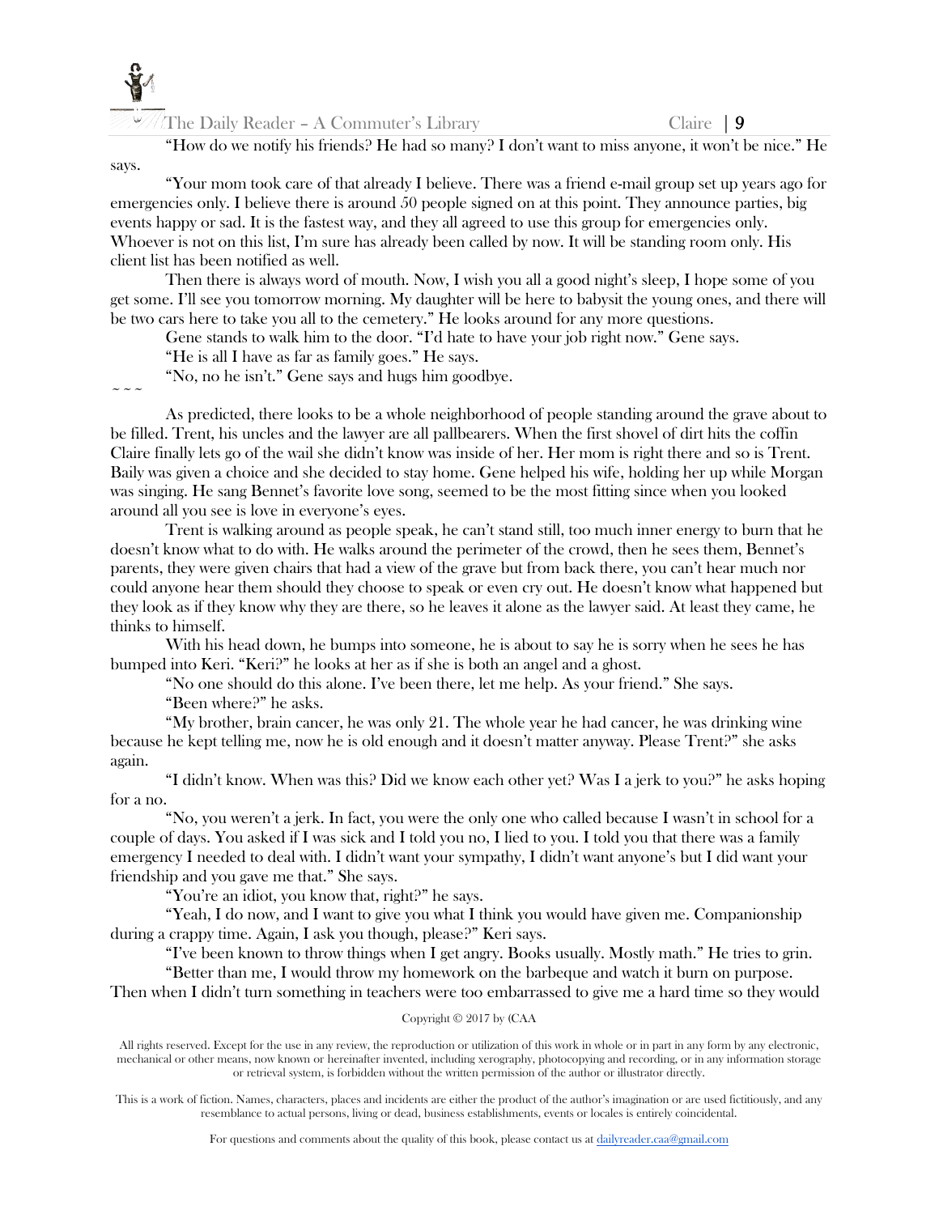"How do we notify his friends? He had so many? I don't want to miss anyone, it won't be nice." He says.

"Your mom took care of that already I believe. There was a friend e-mail group set up years ago for emergencies only. I believe there is around 50 people signed on at this point. They announce parties, big events happy or sad. It is the fastest way, and they all agreed to use this group for emergencies only. Whoever is not on this list, I'm sure has already been called by now. It will be standing room only. His client list has been notified as well.

Then there is always word of mouth. Now, I wish you all a good night's sleep, I hope some of you get some. I'll see you tomorrow morning. My daughter will be here to babysit the young ones, and there will be two cars here to take you all to the cemetery." He looks around for any more questions.

Gene stands to walk him to the door. "I'd hate to have your job right now." Gene says.

"He is all I have as far as family goes." He says.

"No, no he isn't." Gene says and hugs him goodbye.

~ ~ ~

As predicted, there looks to be a whole neighborhood of people standing around the grave about to be filled. Trent, his uncles and the lawyer are all pallbearers. When the first shovel of dirt hits the coffin Claire finally lets go of the wail she didn't know was inside of her. Her mom is right there and so is Trent. Baily was given a choice and she decided to stay home. Gene helped his wife, holding her up while Morgan was singing. He sang Bennet's favorite love song, seemed to be the most fitting since when you looked around all you see is love in everyone's eyes.

Trent is walking around as people speak, he can't stand still, too much inner energy to burn that he doesn't know what to do with. He walks around the perimeter of the crowd, then he sees them, Bennet's parents, they were given chairs that had a view of the grave but from back there, you can't hear much nor could anyone hear them should they choose to speak or even cry out. He doesn't know what happened but they look as if they know why they are there, so he leaves it alone as the lawyer said. At least they came, he thinks to himself.

With his head down, he bumps into someone, he is about to say he is sorry when he sees he has bumped into Keri. "Keri?" he looks at her as if she is both an angel and a ghost.

"No one should do this alone. I've been there, let me help. As your friend." She says.

"Been where?" he asks.

"My brother, brain cancer, he was only 21. The whole year he had cancer, he was drinking wine because he kept telling me, now he is old enough and it doesn't matter anyway. Please Trent?" she asks again.

"I didn't know. When was this? Did we know each other yet? Was I a jerk to you?" he asks hoping for a no.

"No, you weren't a jerk. In fact, you were the only one who called because I wasn't in school for a couple of days. You asked if I was sick and I told you no, I lied to you. I told you that there was a family emergency I needed to deal with. I didn't want your sympathy, I didn't want anyone's but I did want your friendship and you gave me that." She says.

"You're an idiot, you know that, right?" he says.

"Yeah, I do now, and I want to give you what I think you would have given me. Companionship during a crappy time. Again, I ask you though, please?" Keri says.

"I've been known to throw things when I get angry. Books usually. Mostly math." He tries to grin.

"Better than me, I would throw my homework on the barbeque and watch it burn on purpose. Then when I didn't turn something in teachers were too embarrassed to give me a hard time so they would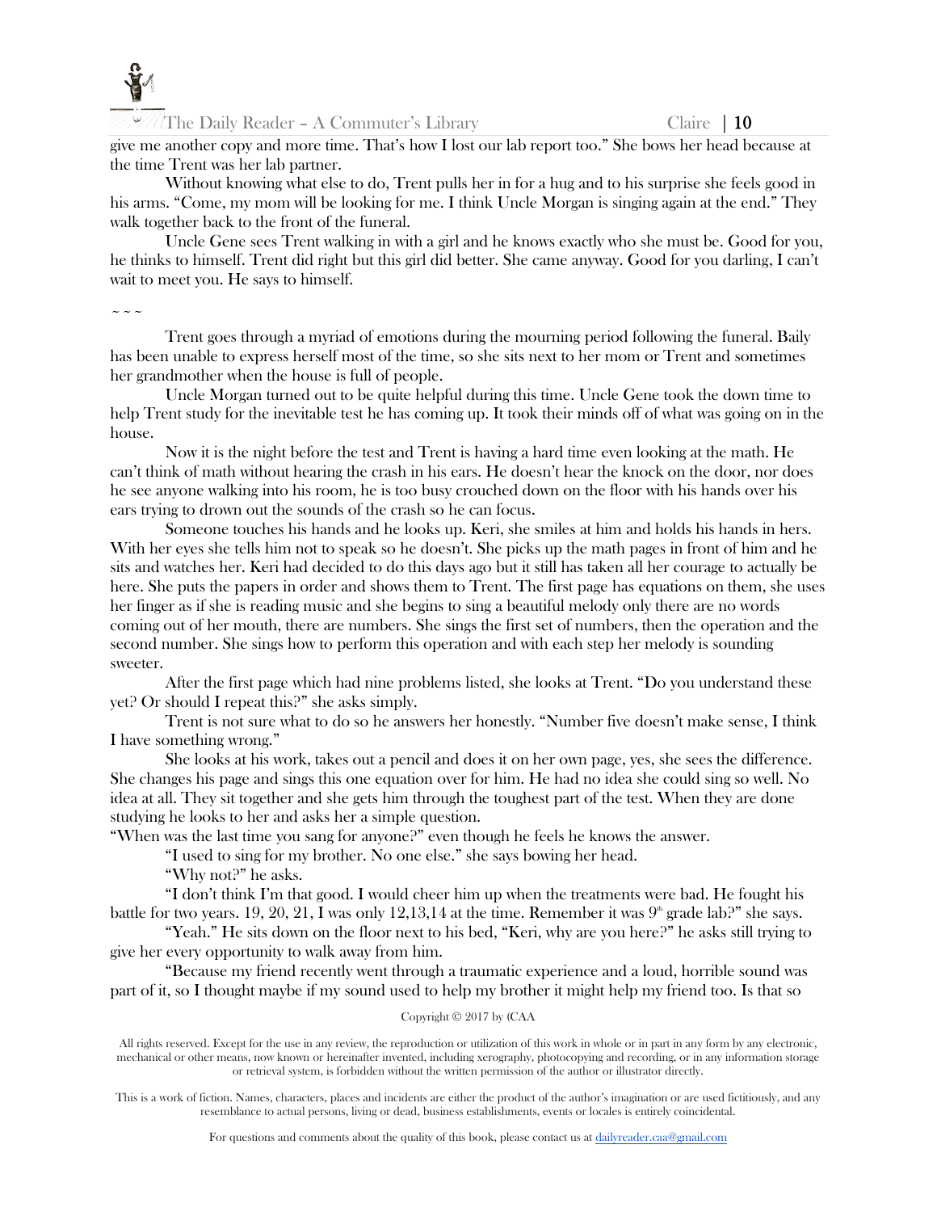give me another copy and more time. That's how I lost our lab report too." She bows her head because at the time Trent was her lab partner.

Without knowing what else to do, Trent pulls her in for a hug and to his surprise she feels good in his arms. "Come, my mom will be looking for me. I think Uncle Morgan is singing again at the end." They walk together back to the front of the funeral.

Uncle Gene sees Trent walking in with a girl and he knows exactly who she must be. Good for you, he thinks to himself. Trent did right but this girl did better. She came anyway. Good for you darling, I can't wait to meet you. He says to himself.

~ ~ ~

Trent goes through a myriad of emotions during the mourning period following the funeral. Baily has been unable to express herself most of the time, so she sits next to her mom or Trent and sometimes her grandmother when the house is full of people.

Uncle Morgan turned out to be quite helpful during this time. Uncle Gene took the down time to help Trent study for the inevitable test he has coming up. It took their minds off of what was going on in the house.

Now it is the night before the test and Trent is having a hard time even looking at the math. He can't think of math without hearing the crash in his ears. He doesn't hear the knock on the door, nor does he see anyone walking into his room, he is too busy crouched down on the floor with his hands over his ears trying to drown out the sounds of the crash so he can focus.

Someone touches his hands and he looks up. Keri, she smiles at him and holds his hands in hers. With her eyes she tells him not to speak so he doesn't. She picks up the math pages in front of him and he sits and watches her. Keri had decided to do this days ago but it still has taken all her courage to actually be here. She puts the papers in order and shows them to Trent. The first page has equations on them, she uses her finger as if she is reading music and she begins to sing a beautiful melody only there are no words coming out of her mouth, there are numbers. She sings the first set of numbers, then the operation and the second number. She sings how to perform this operation and with each step her melody is sounding sweeter.

After the first page which had nine problems listed, she looks at Trent. "Do you understand these yet? Or should I repeat this?" she asks simply.

Trent is not sure what to do so he answers her honestly. "Number five doesn't make sense, I think I have something wrong."

She looks at his work, takes out a pencil and does it on her own page, yes, she sees the difference. She changes his page and sings this one equation over for him. He had no idea she could sing so well. No idea at all. They sit together and she gets him through the toughest part of the test. When they are done studying he looks to her and asks her a simple question.

"When was the last time you sang for anyone?" even though he feels he knows the answer.

"I used to sing for my brother. No one else." she says bowing her head.

"Why not?" he asks.

"I don't think I'm that good. I would cheer him up when the treatments were bad. He fought his battle for two years. 19, 20, 21, I was only 12,13,14 at the time. Remember it was 9th grade lab?" she says.

"Yeah." He sits down on the floor next to his bed, "Keri, why are you here?" he asks still trying to give her every opportunity to walk away from him.

"Because my friend recently went through a traumatic experience and a loud, horrible sound was part of it, so I thought maybe if my sound used to help my brother it might help my friend too. Is that so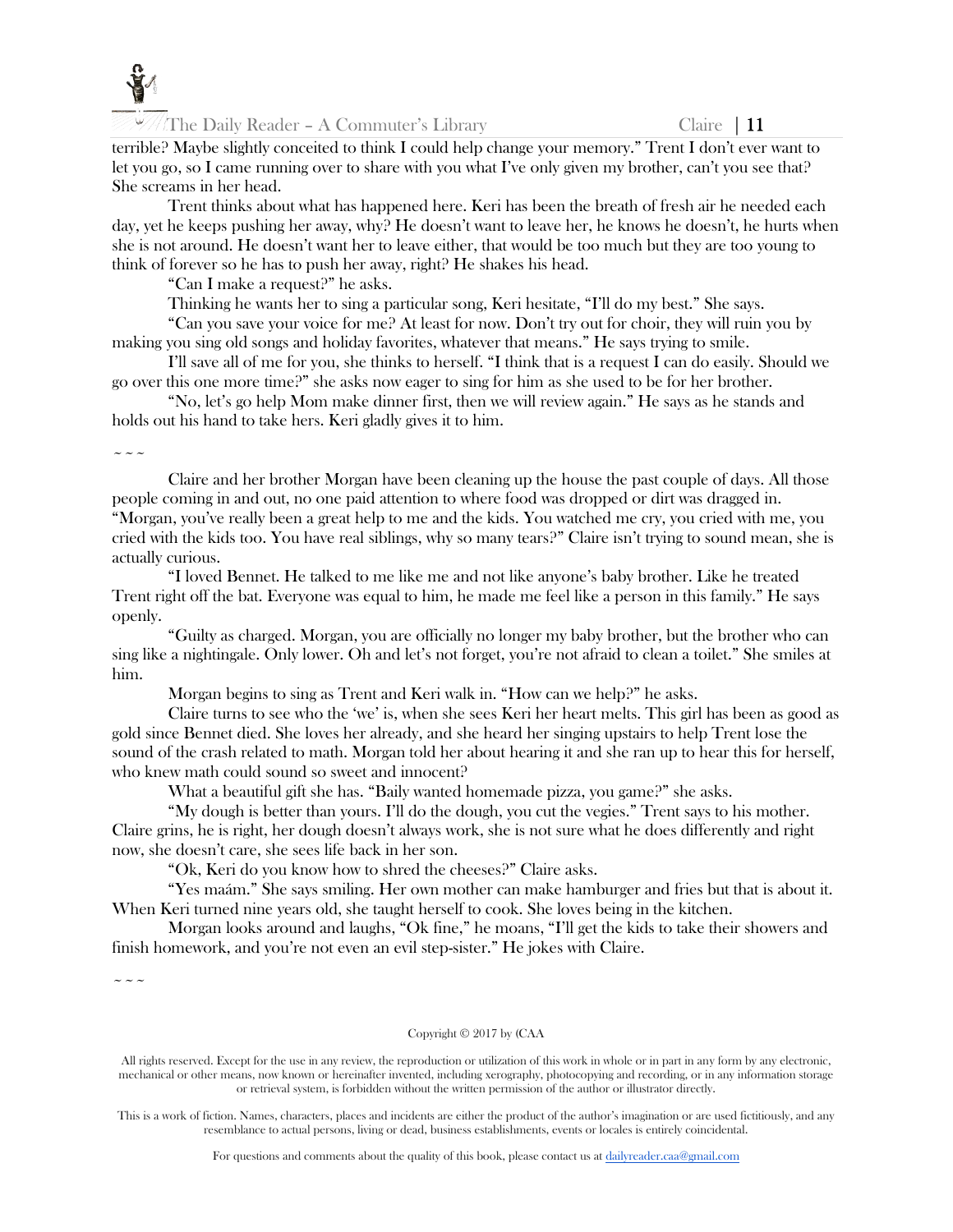terrible? Maybe slightly conceited to think I could help change your memory." Trent I don't ever want to let you go, so I came running over to share with you what I've only given my brother, can't you see that? She screams in her head.

Trent thinks about what has happened here. Keri has been the breath of fresh air he needed each day, yet he keeps pushing her away, why? He doesn't want to leave her, he knows he doesn't, he hurts when she is not around. He doesn't want her to leave either, that would be too much but they are too young to think of forever so he has to push her away, right? He shakes his head.

"Can I make a request?" he asks.

Thinking he wants her to sing a particular song, Keri hesitate, "I'll do my best." She says.

"Can you save your voice for me? At least for now. Don't try out for choir, they will ruin you by making you sing old songs and holiday favorites, whatever that means." He says trying to smile.

I'll save all of me for you, she thinks to herself. "I think that is a request I can do easily. Should we go over this one more time?" she asks now eager to sing for him as she used to be for her brother.

"No, let's go help Mom make dinner first, then we will review again." He says as he stands and holds out his hand to take hers. Keri gladly gives it to him.

~ ~ ~

Claire and her brother Morgan have been cleaning up the house the past couple of days. All those people coming in and out, no one paid attention to where food was dropped or dirt was dragged in. "Morgan, you've really been a great help to me and the kids. You watched me cry, you cried with me, you cried with the kids too. You have real siblings, why so many tears?" Claire isn't trying to sound mean, she is actually curious.

"I loved Bennet. He talked to me like me and not like anyone's baby brother. Like he treated Trent right off the bat. Everyone was equal to him, he made me feel like a person in this family." He says openly.

"Guilty as charged. Morgan, you are officially no longer my baby brother, but the brother who can sing like a nightingale. Only lower. Oh and let's not forget, you're not afraid to clean a toilet." She smiles at him.

Morgan begins to sing as Trent and Keri walk in. "How can we help?" he asks.

Claire turns to see who the 'we' is, when she sees Keri her heart melts. This girl has been as good as gold since Bennet died. She loves her already, and she heard her singing upstairs to help Trent lose the sound of the crash related to math. Morgan told her about hearing it and she ran up to hear this for herself, who knew math could sound so sweet and innocent?

What a beautiful gift she has. "Baily wanted homemade pizza, you game?" she asks.

"My dough is better than yours. I'll do the dough, you cut the vegies." Trent says to his mother. Claire grins, he is right, her dough doesn't always work, she is not sure what he does differently and right now, she doesn't care, she sees life back in her son.

"Ok, Keri do you know how to shred the cheeses?" Claire asks.

"Yes maám." She says smiling. Her own mother can make hamburger and fries but that is about it. When Keri turned nine years old, she taught herself to cook. She loves being in the kitchen.

Morgan looks around and laughs, "Ok fine," he moans, "I'll get the kids to take their showers and finish homework, and you're not even an evil step-sister." He jokes with Claire.

~ ~ ~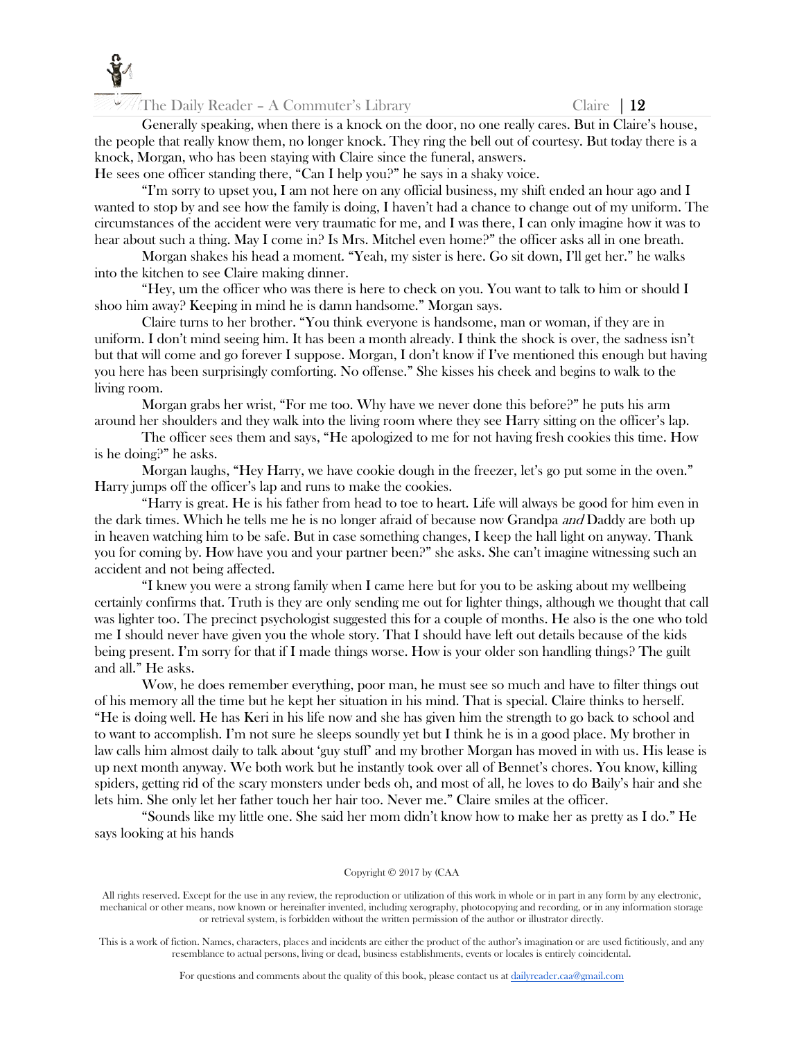Generally speaking, when there is a knock on the door, no one really cares. But in Claire's house, the people that really know them, no longer knock. They ring the bell out of courtesy. But today there is a knock, Morgan, who has been staying with Claire since the funeral, answers.

He sees one officer standing there, "Can I help you?" he says in a shaky voice.

"I'm sorry to upset you, I am not here on any official business, my shift ended an hour ago and I wanted to stop by and see how the family is doing, I haven't had a chance to change out of my uniform. The circumstances of the accident were very traumatic for me, and I was there, I can only imagine how it was to hear about such a thing. May I come in? Is Mrs. Mitchel even home?" the officer asks all in one breath.

Morgan shakes his head a moment. "Yeah, my sister is here. Go sit down, I'll get her." he walks into the kitchen to see Claire making dinner.

"Hey, um the officer who was there is here to check on you. You want to talk to him or should I shoo him away? Keeping in mind he is damn handsome." Morgan says.

Claire turns to her brother. "You think everyone is handsome, man or woman, if they are in uniform. I don't mind seeing him. It has been a month already. I think the shock is over, the sadness isn't but that will come and go forever I suppose. Morgan, I don't know if I've mentioned this enough but having you here has been surprisingly comforting. No offense." She kisses his cheek and begins to walk to the living room.

Morgan grabs her wrist, "For me too. Why have we never done this before?" he puts his arm around her shoulders and they walk into the living room where they see Harry sitting on the officer's lap.

The officer sees them and says, "He apologized to me for not having fresh cookies this time. How is he doing?" he asks.

Morgan laughs, "Hey Harry, we have cookie dough in the freezer, let's go put some in the oven." Harry jumps off the officer's lap and runs to make the cookies.

"Harry is great. He is his father from head to toe to heart. Life will always be good for him even in the dark times. Which he tells me he is no longer afraid of because now Grandpa *and* Daddy are both up in heaven watching him to be safe. But in case something changes, I keep the hall light on anyway. Thank you for coming by. How have you and your partner been?" she asks. She can't imagine witnessing such an accident and not being affected.

"I knew you were a strong family when I came here but for you to be asking about my wellbeing certainly confirms that. Truth is they are only sending me out for lighter things, although we thought that call was lighter too. The precinct psychologist suggested this for a couple of months. He also is the one who told me I should never have given you the whole story. That I should have left out details because of the kids being present. I'm sorry for that if I made things worse. How is your older son handling things? The guilt and all." He asks.

Wow, he does remember everything, poor man, he must see so much and have to filter things out of his memory all the time but he kept her situation in his mind. That is special. Claire thinks to herself. "He is doing well. He has Keri in his life now and she has given him the strength to go back to school and to want to accomplish. I'm not sure he sleeps soundly yet but I think he is in a good place. My brother in law calls him almost daily to talk about 'guy stuff' and my brother Morgan has moved in with us. His lease is up next month anyway. We both work but he instantly took over all of Bennet's chores. You know, killing spiders, getting rid of the scary monsters under beds oh, and most of all, he loves to do Baily's hair and she lets him. She only let her father touch her hair too. Never me." Claire smiles at the officer.

"Sounds like my little one. She said her mom didn't know how to make her as pretty as I do." He says looking at his hands

Copyright © 2017 by (CAA

All rights reserved. Except for the use in any review, the reproduction or utilization of this work in whole or in part in any form by any electronic, mechanical or other means, now known or hereinafter invented, including xerography, photocopying and recording, or in any information storage or retrieval system, is forbidden without the written permission of the author or illustrator directly.

This is a work of fiction. Names, characters, places and incidents are either the product of the author's imagination or are used fictitiously, and any resemblance to actual persons, living or dead, business establishments, events or locales is entirely coincidental.

For questions and comments about the quality of this book, please contact us at dailyreader.caa@gmail.com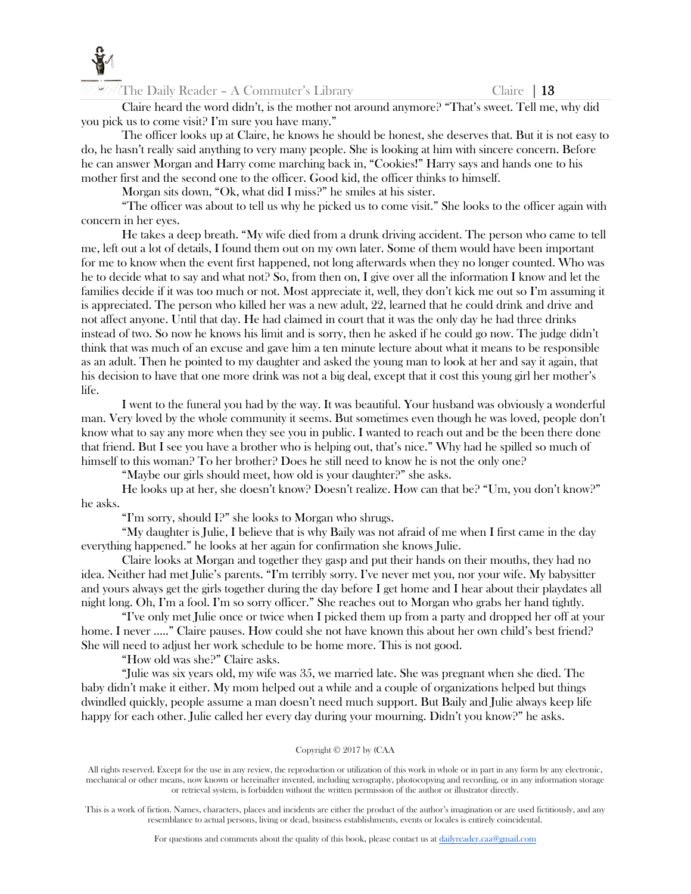Claire heard the word didn't, is the mother not around anymore? "That's sweet. Tell me, why did you pick us to come visit? I'm sure you have many."

The officer looks up at Claire, he knows he should be honest, she deserves that. But it is not easy to do, he hasn't really said anything to very many people. She is looking at him with sincere concern. Before he can answer Morgan and Harry come marching back in, "Cookies!" Harry says and hands one to his mother first and the second one to the officer. Good kid, the officer thinks to himself.

Morgan sits down, "Ok, what did I miss?" he smiles at his sister.

"The officer was about to tell us why he picked us to come visit." She looks to the officer again with concern in her eyes.

He takes a deep breath. "My wife died from a drunk driving accident. The person who came to tell me, left out a lot of details, I found them out on my own later. Some of them would have been important for me to know when the event first happened, not long afterwards when they no longer counted. Who was he to decide what to say and what not? So, from then on, I give over all the information I know and let the families decide if it was too much or not. Most appreciate it, well, they don't kick me out so I'm assuming it is appreciated. The person who killed her was a new adult, 22, learned that he could drink and drive and not affect anyone. Until that day. He had claimed in court that it was the only day he had three drinks instead of two. So now he knows his limit and is sorry, then he asked if he could go now. The judge didn't think that was much of an excuse and gave him a ten minute lecture about what it means to be responsible as an adult. Then he pointed to my daughter and asked the young man to look at her and say it again, that his decision to have that one more drink was not a big deal, except that it cost this young girl her mother's life.

I went to the funeral you had by the way. It was beautiful. Your husband was obviously a wonderful man. Very loved by the whole community it seems. But sometimes even though he was loved, people don't know what to say any more when they see you in public. I wanted to reach out and be the been there done that friend. But I see you have a brother who is helping out, that's nice." Why had he spilled so much of himself to this woman? To her brother? Does he still need to know he is not the only one?

"Maybe our girls should meet, how old is your daughter?" she asks.

He looks up at her, she doesn't know? Doesn't realize. How can that be? "Um, you don't know?" he asks.

"I'm sorry, should I?" she looks to Morgan who shrugs.

"My daughter is Julie, I believe that is why Baily was not afraid of me when I first came in the day everything happened." he looks at her again for confirmation she knows Julie.

Claire looks at Morgan and together they gasp and put their hands on their mouths, they had no idea. Neither had met Julie's parents. "I'm terribly sorry. I've never met you, nor your wife. My babysitter and yours always get the girls together during the day before I get home and I hear about their playdates all night long. Oh, I'm a fool. I'm so sorry officer." She reaches out to Morgan who grabs her hand tightly.

"I've only met Julie once or twice when I picked them up from a party and dropped her off at your home. I never ....." Claire pauses. How could she not have known this about her own child's best friend? She will need to adjust her work schedule to be home more. This is not good.

"How old was she?" Claire asks.

"Julie was six years old, my wife was 35, we married late. She was pregnant when she died. The baby didn't make it either. My mom helped out a while and a couple of organizations helped but things dwindled quickly, people assume a man doesn't need much support. But Baily and Julie always keep life happy for each other. Julie called her every day during your mourning. Didn't you know?" he asks.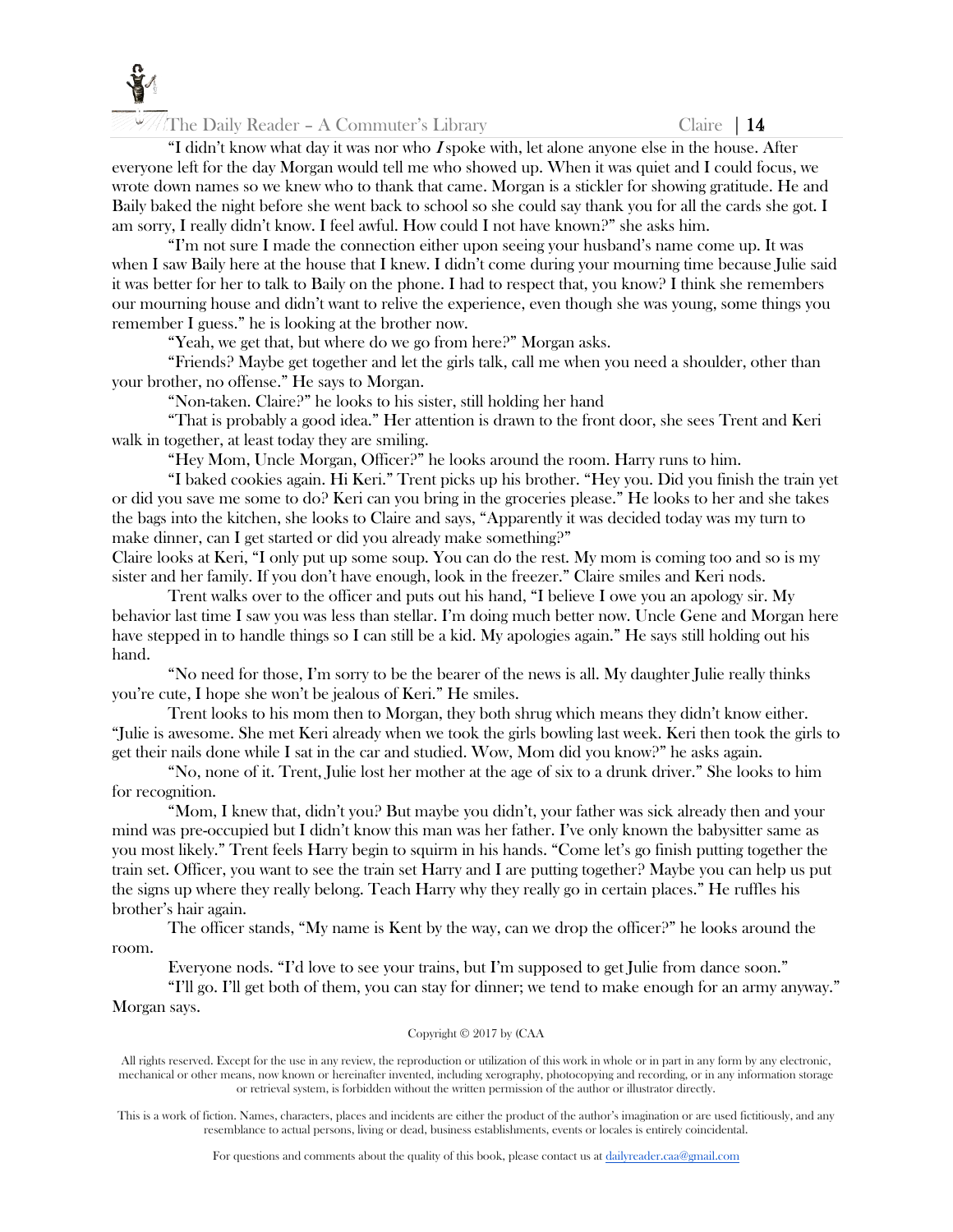"I didn't know what day it was nor who *I* spoke with, let alone anyone else in the house. After everyone left for the day Morgan would tell me who showed up. When it was quiet and I could focus, we wrote down names so we knew who to thank that came. Morgan is a stickler for showing gratitude. He and Baily baked the night before she went back to school so she could say thank you for all the cards she got. I am sorry, I really didn't know. I feel awful. How could I not have known?" she asks him.

"I'm not sure I made the connection either upon seeing your husband's name come up. It was when I saw Baily here at the house that I knew. I didn't come during your mourning time because Julie said it was better for her to talk to Baily on the phone. I had to respect that, you know? I think she remembers our mourning house and didn't want to relive the experience, even though she was young, some things you remember I guess." he is looking at the brother now.

"Yeah, we get that, but where do we go from here?" Morgan asks.

"Friends? Maybe get together and let the girls talk, call me when you need a shoulder, other than your brother, no offense." He says to Morgan.

"Non-taken. Claire?" he looks to his sister, still holding her hand

"That is probably a good idea." Her attention is drawn to the front door, she sees Trent and Keri walk in together, at least today they are smiling.

"Hey Mom, Uncle Morgan, Officer?" he looks around the room. Harry runs to him.

"I baked cookies again. Hi Keri." Trent picks up his brother. "Hey you. Did you finish the train yet or did you save me some to do? Keri can you bring in the groceries please." He looks to her and she takes the bags into the kitchen, she looks to Claire and says, "Apparently it was decided today was my turn to make dinner, can I get started or did you already make something?"

Claire looks at Keri, "I only put up some soup. You can do the rest. My mom is coming too and so is my sister and her family. If you don't have enough, look in the freezer." Claire smiles and Keri nods.

Trent walks over to the officer and puts out his hand, "I believe I owe you an apology sir. My behavior last time I saw you was less than stellar. I'm doing much better now. Uncle Gene and Morgan here have stepped in to handle things so I can still be a kid. My apologies again." He says still holding out his hand.

"No need for those, I'm sorry to be the bearer of the news is all. My daughter Julie really thinks you're cute, I hope she won't be jealous of Keri." He smiles.

Trent looks to his mom then to Morgan, they both shrug which means they didn't know either. "Julie is awesome. She met Keri already when we took the girls bowling last week. Keri then took the girls to get their nails done while I sat in the car and studied. Wow, Mom did you know?" he asks again.

"No, none of it. Trent, Julie lost her mother at the age of six to a drunk driver." She looks to him for recognition.

"Mom, I knew that, didn't you? But maybe you didn't, your father was sick already then and your mind was pre-occupied but I didn't know this man was her father. I've only known the babysitter same as you most likely." Trent feels Harry begin to squirm in his hands. "Come let's go finish putting together the train set. Officer, you want to see the train set Harry and I are putting together? Maybe you can help us put the signs up where they really belong. Teach Harry why they really go in certain places." He ruffles his brother's hair again.

The officer stands, "My name is Kent by the way, can we drop the officer?" he looks around the room.

Everyone nods. "I'd love to see your trains, but I'm supposed to get Julie from dance soon."

"I'll go. I'll get both of them, you can stay for dinner; we tend to make enough for an army anyway." Morgan says.

Copyright © 2017 by (CAA

All rights reserved. Except for the use in any review, the reproduction or utilization of this work in whole or in part in any form by any electronic, mechanical or other means, now known or hereinafter invented, including xerography, photocopying and recording, or in any information storage or retrieval system, is forbidden without the written permission of the author or illustrator directly.

This is a work of fiction. Names, characters, places and incidents are either the product of the author's imagination or are used fictitiously, and any resemblance to actual persons, living or dead, business establishments, events or locales is entirely coincidental.

For questions and comments about the quality of this book, please contact us at dailyreader.caa@gmail.com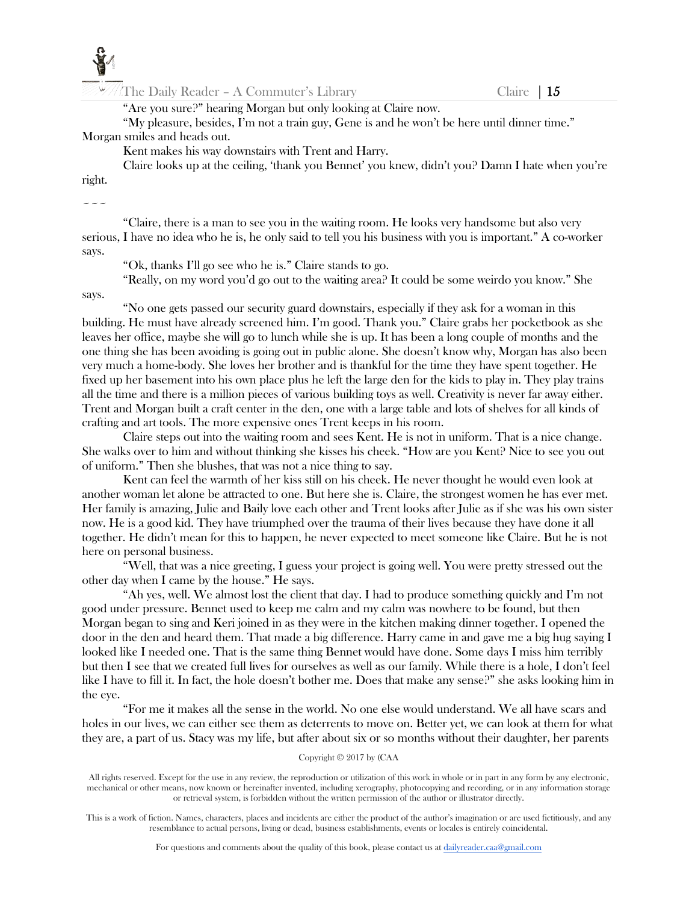"Are you sure?" hearing Morgan but only looking at Claire now.

"My pleasure, besides, I'm not a train guy, Gene is and he won't be here until dinner time." Morgan smiles and heads out.

Kent makes his way downstairs with Trent and Harry.

Claire looks up at the ceiling, 'thank you Bennet' you knew, didn't you? Damn I hate when you're right.

~ ~ ~

"Claire, there is a man to see you in the waiting room. He looks very handsome but also very serious, I have no idea who he is, he only said to tell you his business with you is important." A co-worker says.

"Ok, thanks I'll go see who he is." Claire stands to go.

"Really, on my word you'd go out to the waiting area? It could be some weirdo you know." She says.

"No one gets passed our security guard downstairs, especially if they ask for a woman in this building. He must have already screened him. I'm good. Thank you." Claire grabs her pocketbook as she leaves her office, maybe she will go to lunch while she is up. It has been a long couple of months and the one thing she has been avoiding is going out in public alone. She doesn't know why, Morgan has also been very much a home-body. She loves her brother and is thankful for the time they have spent together. He fixed up her basement into his own place plus he left the large den for the kids to play in. They play trains all the time and there is a million pieces of various building toys as well. Creativity is never far away either. Trent and Morgan built a craft center in the den, one with a large table and lots of shelves for all kinds of crafting and art tools. The more expensive ones Trent keeps in his room.

Claire steps out into the waiting room and sees Kent. He is not in uniform. That is a nice change. She walks over to him and without thinking she kisses his cheek. "How are you Kent? Nice to see you out of uniform." Then she blushes, that was not a nice thing to say.

Kent can feel the warmth of her kiss still on his cheek. He never thought he would even look at another woman let alone be attracted to one. But here she is. Claire, the strongest women he has ever met. Her family is amazing, Julie and Baily love each other and Trent looks after Julie as if she was his own sister now. He is a good kid. They have triumphed over the trauma of their lives because they have done it all together. He didn't mean for this to happen, he never expected to meet someone like Claire. But he is not here on personal business.

"Well, that was a nice greeting, I guess your project is going well. You were pretty stressed out the other day when I came by the house." He says.

"Ah yes, well. We almost lost the client that day. I had to produce something quickly and I'm not good under pressure. Bennet used to keep me calm and my calm was nowhere to be found, but then Morgan began to sing and Keri joined in as they were in the kitchen making dinner together. I opened the door in the den and heard them. That made a big difference. Harry came in and gave me a big hug saying I looked like I needed one. That is the same thing Bennet would have done. Some days I miss him terribly but then I see that we created full lives for ourselves as well as our family. While there is a hole, I don't feel like I have to fill it. In fact, the hole doesn't bother me. Does that make any sense?" she asks looking him in the eye.

"For me it makes all the sense in the world. No one else would understand. We all have scars and holes in our lives, we can either see them as deterrents to move on. Better yet, we can look at them for what they are, a part of us. Stacy was my life, but after about six or so months without their daughter, her parents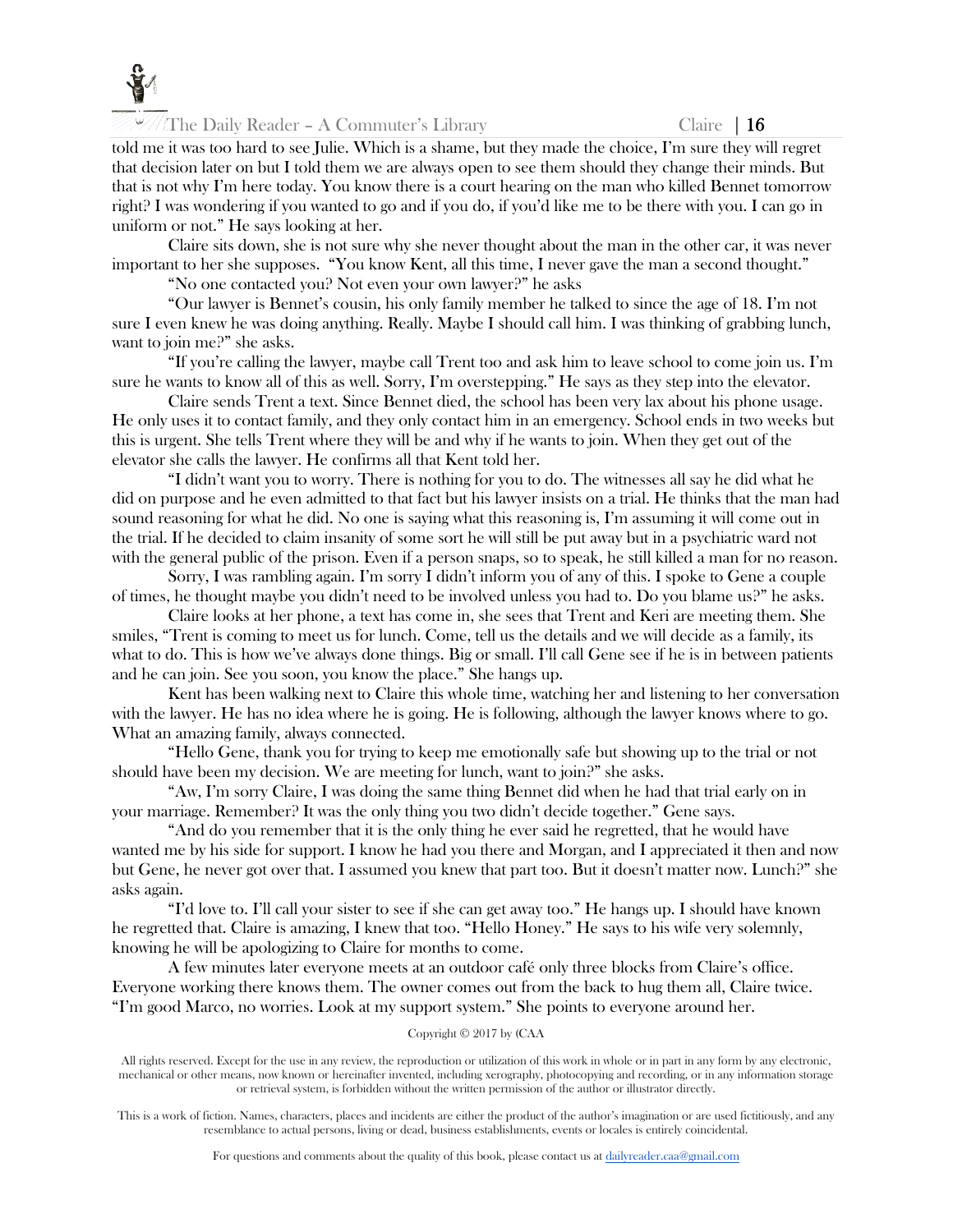told me it was too hard to see Julie. Which is a shame, but they made the choice, I'm sure they will regret that decision later on but I told them we are always open to see them should they change their minds. But that is not why I'm here today. You know there is a court hearing on the man who killed Bennet tomorrow right? I was wondering if you wanted to go and if you do, if you'd like me to be there with you. I can go in uniform or not." He says looking at her.

Claire sits down, she is not sure why she never thought about the man in the other car, it was never important to her she supposes. "You know Kent, all this time, I never gave the man a second thought."

"No one contacted you? Not even your own lawyer?" he asks

"Our lawyer is Bennet's cousin, his only family member he talked to since the age of 18. I'm not sure I even knew he was doing anything. Really. Maybe I should call him. I was thinking of grabbing lunch, want to join me?" she asks.

"If you're calling the lawyer, maybe call Trent too and ask him to leave school to come join us. I'm sure he wants to know all of this as well. Sorry, I'm overstepping." He says as they step into the elevator.

Claire sends Trent a text. Since Bennet died, the school has been very lax about his phone usage. He only uses it to contact family, and they only contact him in an emergency. School ends in two weeks but this is urgent. She tells Trent where they will be and why if he wants to join. When they get out of the elevator she calls the lawyer. He confirms all that Kent told her.

"I didn't want you to worry. There is nothing for you to do. The witnesses all say he did what he did on purpose and he even admitted to that fact but his lawyer insists on a trial. He thinks that the man had sound reasoning for what he did. No one is saying what this reasoning is, I'm assuming it will come out in the trial. If he decided to claim insanity of some sort he will still be put away but in a psychiatric ward not with the general public of the prison. Even if a person snaps, so to speak, he still killed a man for no reason.

Sorry, I was rambling again. I'm sorry I didn't inform you of any of this. I spoke to Gene a couple of times, he thought maybe you didn't need to be involved unless you had to. Do you blame us?" he asks.

Claire looks at her phone, a text has come in, she sees that Trent and Keri are meeting them. She smiles, "Trent is coming to meet us for lunch. Come, tell us the details and we will decide as a family, its what to do. This is how we've always done things. Big or small. I'll call Gene see if he is in between patients and he can join. See you soon, you know the place." She hangs up.

Kent has been walking next to Claire this whole time, watching her and listening to her conversation with the lawyer. He has no idea where he is going. He is following, although the lawyer knows where to go. What an amazing family, always connected.

"Hello Gene, thank you for trying to keep me emotionally safe but showing up to the trial or not should have been my decision. We are meeting for lunch, want to join?" she asks.

"Aw, I'm sorry Claire, I was doing the same thing Bennet did when he had that trial early on in your marriage. Remember? It was the only thing you two didn't decide together." Gene says.

"And do you remember that it is the only thing he ever said he regretted, that he would have wanted me by his side for support. I know he had you there and Morgan, and I appreciated it then and now but Gene, he never got over that. I assumed you knew that part too. But it doesn't matter now. Lunch?" she asks again.

"I'd love to. I'll call your sister to see if she can get away too." He hangs up. I should have known he regretted that. Claire is amazing, I knew that too. "Hello Honey." He says to his wife very solemnly, knowing he will be apologizing to Claire for months to come.

A few minutes later everyone meets at an outdoor café only three blocks from Claire's office. Everyone working there knows them. The owner comes out from the back to hug them all, Claire twice. "I'm good Marco, no worries. Look at my support system." She points to everyone around her.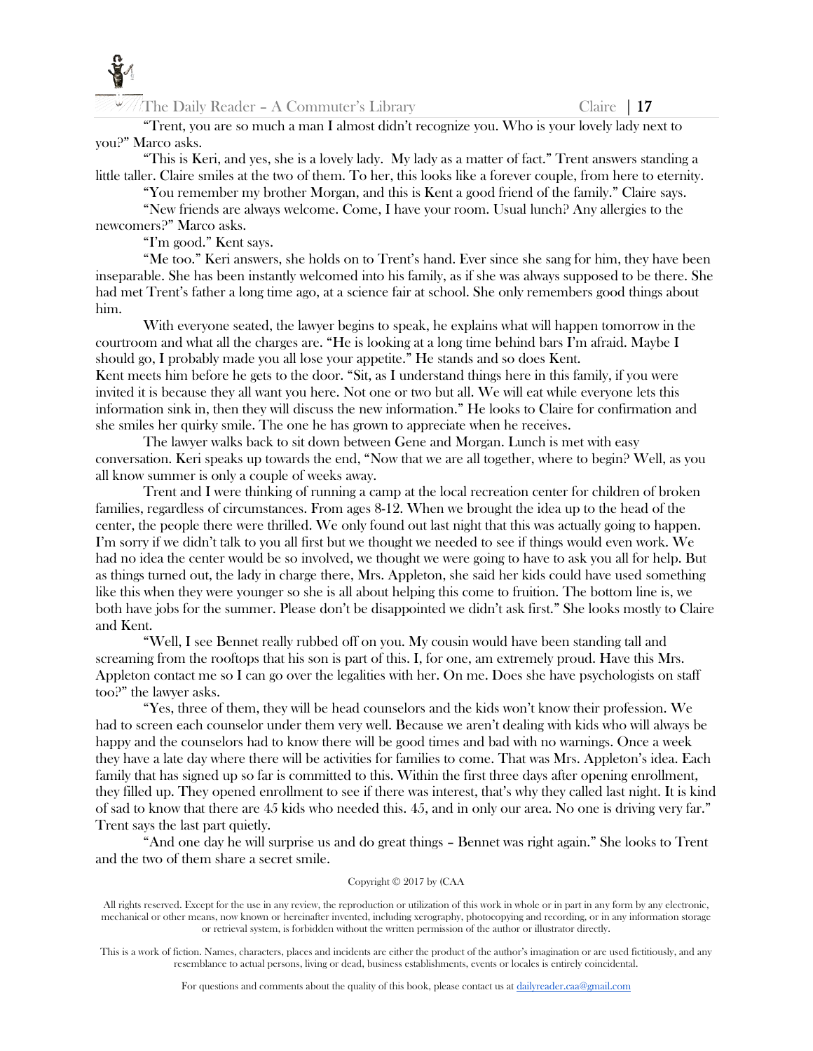"Trent, you are so much a man I almost didn't recognize you. Who is your lovely lady next to you?" Marco asks.

"This is Keri, and yes, she is a lovely lady. My lady as a matter of fact." Trent answers standing a little taller. Claire smiles at the two of them. To her, this looks like a forever couple, from here to eternity.

"You remember my brother Morgan, and this is Kent a good friend of the family." Claire says.

"New friends are always welcome. Come, I have your room. Usual lunch? Any allergies to the newcomers?" Marco asks.

"I'm good." Kent says.

"Me too." Keri answers, she holds on to Trent's hand. Ever since she sang for him, they have been inseparable. She has been instantly welcomed into his family, as if she was always supposed to be there. She had met Trent's father a long time ago, at a science fair at school. She only remembers good things about him.

With everyone seated, the lawyer begins to speak, he explains what will happen tomorrow in the courtroom and what all the charges are. "He is looking at a long time behind bars I'm afraid. Maybe I should go, I probably made you all lose your appetite." He stands and so does Kent.
Kent meets him before he gets to the door. "Sit, as I understand things here in this family, if you were invited it is because they all want you here. Not one or two but all. We will eat while everyone lets this information sink in, then they will discuss the new information." He looks to Claire for confirmation and she smiles her quirky smile. The one he has grown to appreciate when he receives.

The lawyer walks back to sit down between Gene and Morgan. Lunch is met with easy conversation. Keri speaks up towards the end, "Now that we are all together, where to begin? Well, as you all know summer is only a couple of weeks away.

Trent and I were thinking of running a camp at the local recreation center for children of broken families, regardless of circumstances. From ages 8-12. When we brought the idea up to the head of the center, the people there were thrilled. We only found out last night that this was actually going to happen. I'm sorry if we didn't talk to you all first but we thought we needed to see if things would even work. We had no idea the center would be so involved, we thought we were going to have to ask you all for help. But as things turned out, the lady in charge there, Mrs. Appleton, she said her kids could have used something like this when they were younger so she is all about helping this come to fruition. The bottom line is, we both have jobs for the summer. Please don't be disappointed we didn't ask first." She looks mostly to Claire and Kent.

"Well, I see Bennet really rubbed off on you. My cousin would have been standing tall and screaming from the rooftops that his son is part of this. I, for one, am extremely proud. Have this Mrs. Appleton contact me so I can go over the legalities with her. On me. Does she have psychologists on staff too?" the lawyer asks.

"Yes, three of them, they will be head counselors and the kids won't know their profession. We had to screen each counselor under them very well. Because we aren't dealing with kids who will always be happy and the counselors had to know there will be good times and bad with no warnings. Once a week they have a late day where there will be activities for families to come. That was Mrs. Appleton's idea. Each family that has signed up so far is committed to this. Within the first three days after opening enrollment, they filled up. They opened enrollment to see if there was interest, that's why they called last night. It is kind of sad to know that there are 45 kids who needed this. 45, and in only our area. No one is driving very far." Trent says the last part quietly.

"And one day he will surprise us and do great things – Bennet was right again." She looks to Trent and the two of them share a secret smile.

Copyright © 2017 by (CAA

All rights reserved. Except for the use in any review, the reproduction or utilization of this work in whole or in part in any form by any electronic, mechanical or other means, now known or hereinafter invented, including xerography, photocopying and recording, or in any information storage or retrieval system, is forbidden without the written permission of the author or illustrator directly.

This is a work of fiction. Names, characters, places and incidents are either the product of the author's imagination or are used fictitiously, and any resemblance to actual persons, living or dead, business establishments, events or locales is entirely coincidental.

For questions and comments about the quality of this book, please contact us at dailyreader.caa@gmail.com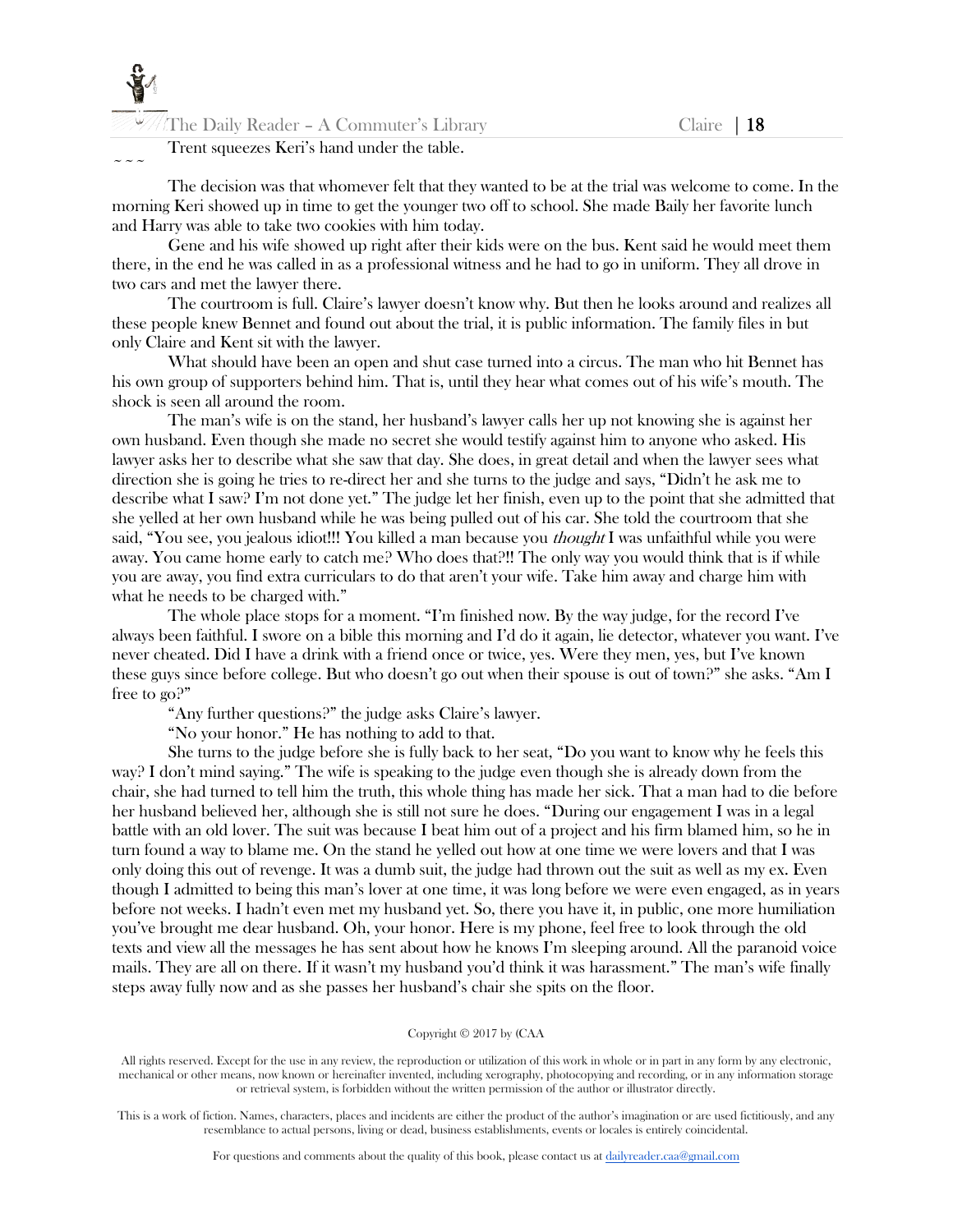Trent squeezes Keri's hand under the table.

~ ~ ~

The decision was that whomever felt that they wanted to be at the trial was welcome to come. In the morning Keri showed up in time to get the younger two off to school. She made Baily her favorite lunch and Harry was able to take two cookies with him today.

Gene and his wife showed up right after their kids were on the bus. Kent said he would meet them there, in the end he was called in as a professional witness and he had to go in uniform. They all drove in two cars and met the lawyer there.

The courtroom is full. Claire's lawyer doesn't know why. But then he looks around and realizes all these people knew Bennet and found out about the trial, it is public information. The family files in but only Claire and Kent sit with the lawyer.

What should have been an open and shut case turned into a circus. The man who hit Bennet has his own group of supporters behind him. That is, until they hear what comes out of his wife's mouth. The shock is seen all around the room.

The man's wife is on the stand, her husband's lawyer calls her up not knowing she is against her own husband. Even though she made no secret she would testify against him to anyone who asked. His lawyer asks her to describe what she saw that day. She does, in great detail and when the lawyer sees what direction she is going he tries to re-direct her and she turns to the judge and says, "Didn't he ask me to describe what I saw? I'm not done yet." The judge let her finish, even up to the point that she admitted that she yelled at her own husband while he was being pulled out of his car. She told the courtroom that she said, "You see, you jealous idiot!!! You killed a man because you *thought* I was unfaithful while you were away. You came home early to catch me? Who does that?!! The only way you would think that is if while you are away, you find extra curriculars to do that aren't your wife. Take him away and charge him with what he needs to be charged with."

The whole place stops for a moment. "I'm finished now. By the way judge, for the record I've always been faithful. I swore on a bible this morning and I'd do it again, lie detector, whatever you want. I've never cheated. Did I have a drink with a friend once or twice, yes. Were they men, yes, but I've known these guys since before college. But who doesn't go out when their spouse is out of town?" she asks. "Am I free to go?"

"Any further questions?" the judge asks Claire's lawyer.

"No your honor." He has nothing to add to that.

She turns to the judge before she is fully back to her seat, "Do you want to know why he feels this way? I don't mind saying." The wife is speaking to the judge even though she is already down from the chair, she had turned to tell him the truth, this whole thing has made her sick. That a man had to die before her husband believed her, although she is still not sure he does. "During our engagement I was in a legal battle with an old lover. The suit was because I beat him out of a project and his firm blamed him, so he in turn found a way to blame me. On the stand he yelled out how at one time we were lovers and that I was only doing this out of revenge. It was a dumb suit, the judge had thrown out the suit as well as my ex. Even though I admitted to being this man's lover at one time, it was long before we were even engaged, as in years before not weeks. I hadn't even met my husband yet. So, there you have it, in public, one more humiliation you've brought me dear husband. Oh, your honor. Here is my phone, feel free to look through the old texts and view all the messages he has sent about how he knows I'm sleeping around. All the paranoid voice mails. They are all on there. If it wasn't my husband you'd think it was harassment." The man's wife finally steps away fully now and as she passes her husband's chair she spits on the floor.

Copyright © 2017 by (CAA

All rights reserved. Except for the use in any review, the reproduction or utilization of this work in whole or in part in any form by any electronic, mechanical or other means, now known or hereinafter invented, including xerography, photocopying and recording, or in any information storage or retrieval system, is forbidden without the written permission of the author or illustrator directly.

This is a work of fiction. Names, characters, places and incidents are either the product of the author's imagination or are used fictitiously, and any resemblance to actual persons, living or dead, business establishments, events or locales is entirely coincidental.

For questions and comments about the quality of this book, please contact us at dailyreader.caa@gmail.com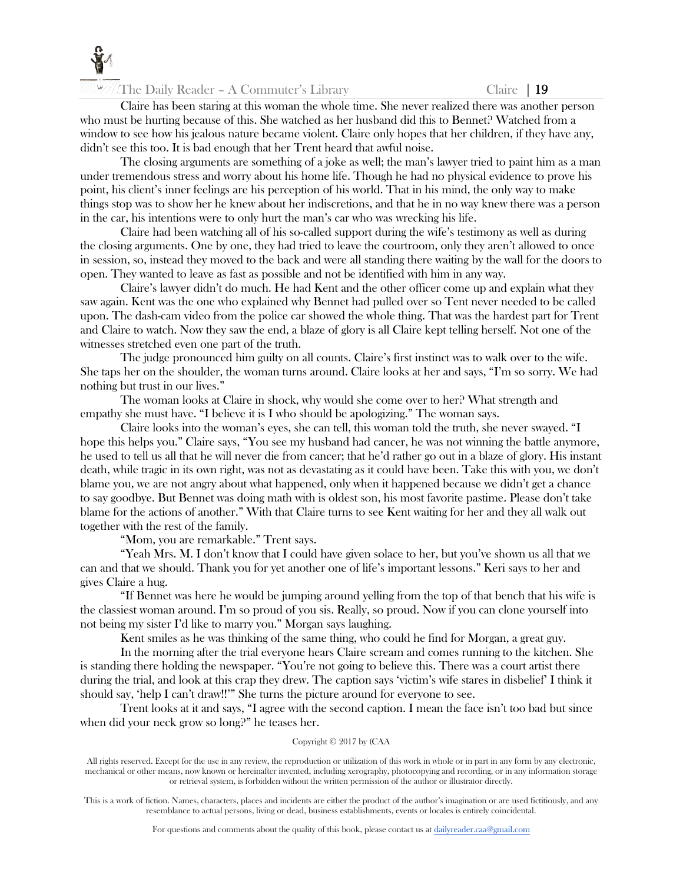Claire has been staring at this woman the whole time. She never realized there was another person who must be hurting because of this. She watched as her husband did this to Bennet? Watched from a window to see how his jealous nature became violent. Claire only hopes that her children, if they have any, didn't see this too. It is bad enough that her Trent heard that awful noise.

The closing arguments are something of a joke as well; the man's lawyer tried to paint him as a man under tremendous stress and worry about his home life. Though he had no physical evidence to prove his point, his client's inner feelings are his perception of his world. That in his mind, the only way to make things stop was to show her he knew about her indiscretions, and that he in no way knew there was a person in the car, his intentions were to only hurt the man's car who was wrecking his life.

Claire had been watching all of his so-called support during the wife's testimony as well as during the closing arguments. One by one, they had tried to leave the courtroom, only they aren't allowed to once in session, so, instead they moved to the back and were all standing there waiting by the wall for the doors to open. They wanted to leave as fast as possible and not be identified with him in any way.

Claire's lawyer didn't do much. He had Kent and the other officer come up and explain what they saw again. Kent was the one who explained why Bennet had pulled over so Tent never needed to be called upon. The dash-cam video from the police car showed the whole thing. That was the hardest part for Trent and Claire to watch. Now they saw the end, a blaze of glory is all Claire kept telling herself. Not one of the witnesses stretched even one part of the truth.

The judge pronounced him guilty on all counts. Claire's first instinct was to walk over to the wife. She taps her on the shoulder, the woman turns around. Claire looks at her and says, "I'm so sorry. We had nothing but trust in our lives."

The woman looks at Claire in shock, why would she come over to her? What strength and empathy she must have. "I believe it is I who should be apologizing." The woman says.

Claire looks into the woman's eyes, she can tell, this woman told the truth, she never swayed. "I hope this helps you." Claire says, "You see my husband had cancer, he was not winning the battle anymore, he used to tell us all that he will never die from cancer; that he'd rather go out in a blaze of glory. His instant death, while tragic in its own right, was not as devastating as it could have been. Take this with you, we don't blame you, we are not angry about what happened, only when it happened because we didn't get a chance to say goodbye. But Bennet was doing math with is oldest son, his most favorite pastime. Please don't take blame for the actions of another." With that Claire turns to see Kent waiting for her and they all walk out together with the rest of the family.

"Mom, you are remarkable." Trent says.

"Yeah Mrs. M. I don't know that I could have given solace to her, but you've shown us all that we can and that we should. Thank you for yet another one of life's important lessons." Keri says to her and gives Claire a hug.

"If Bennet was here he would be jumping around yelling from the top of that bench that his wife is the classiest woman around. I'm so proud of you sis. Really, so proud. Now if you can clone yourself into not being my sister I'd like to marry you." Morgan says laughing.

Kent smiles as he was thinking of the same thing, who could he find for Morgan, a great guy.

In the morning after the trial everyone hears Claire scream and comes running to the kitchen. She is standing there holding the newspaper. "You're not going to believe this. There was a court artist there during the trial, and look at this crap they drew. The caption says 'victim's wife stares in disbelief' I think it should say, 'help I can't draw!!'" She turns the picture around for everyone to see.

Trent looks at it and says, "I agree with the second caption. I mean the face isn't too bad but since when did your neck grow so long?" he teases her.

Copyright © 2017 by (CAA

All rights reserved. Except for the use in any review, the reproduction or utilization of this work in whole or in part in any form by any electronic, mechanical or other means, now known or hereinafter invented, including xerography, photocopying and recording, or in any information storage or retrieval system, is forbidden without the written permission of the author or illustrator directly.

This is a work of fiction. Names, characters, places and incidents are either the product of the author's imagination or are used fictitiously, and any resemblance to actual persons, living or dead, business establishments, events or locales is entirely coincidental.

For questions and comments about the quality of this book, please contact us at dailyreader.caa@gmail.com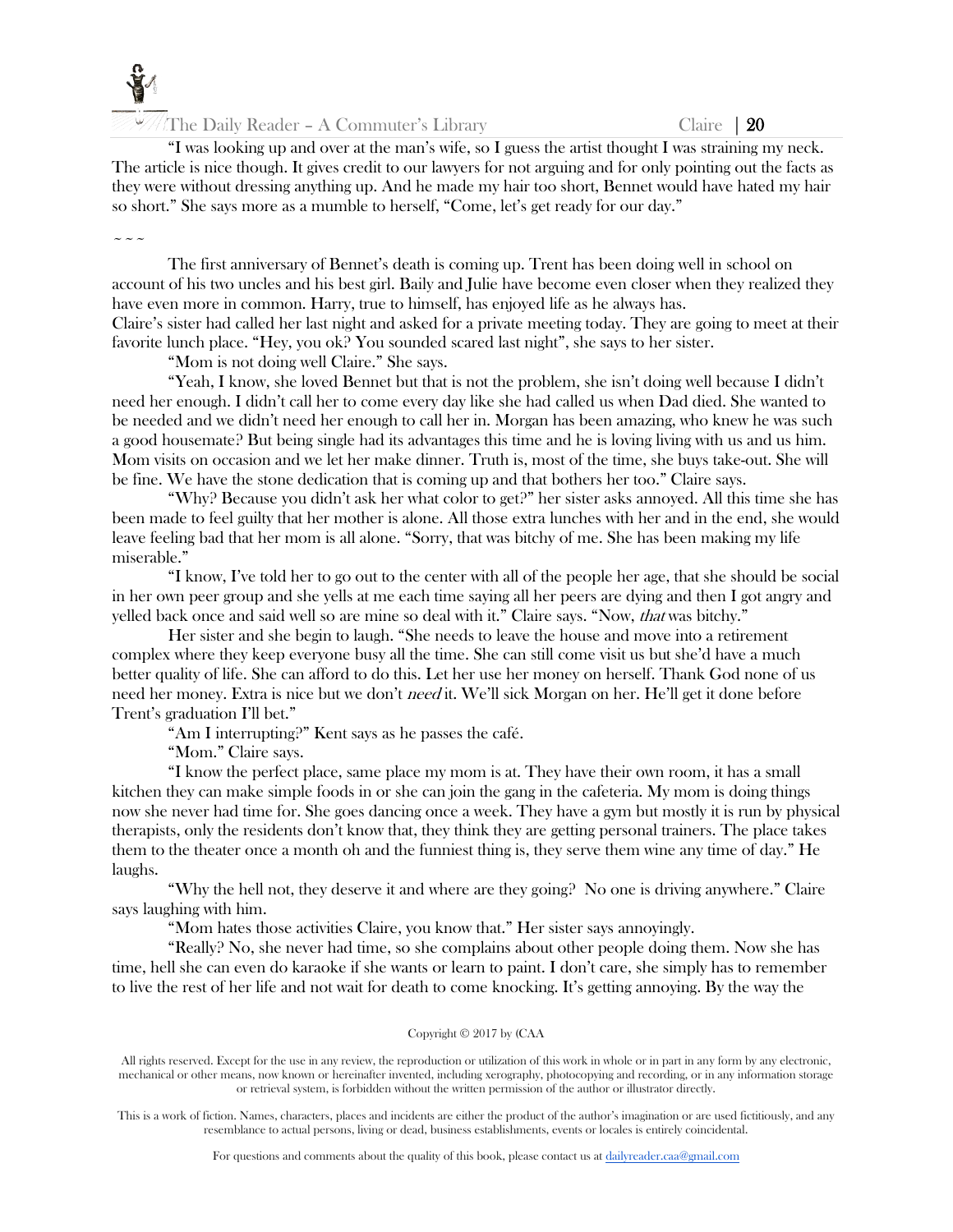"I was looking up and over at the man's wife, so I guess the artist thought I was straining my neck. The article is nice though. It gives credit to our lawyers for not arguing and for only pointing out the facts as they were without dressing anything up. And he made my hair too short, Bennet would have hated my hair so short." She says more as a mumble to herself, "Come, let's get ready for our day."

~ ~ ~

The first anniversary of Bennet's death is coming up. Trent has been doing well in school on account of his two uncles and his best girl. Baily and Julie have become even closer when they realized they have even more in common. Harry, true to himself, has enjoyed life as he always has.

Claire's sister had called her last night and asked for a private meeting today. They are going to meet at their favorite lunch place. "Hey, you ok? You sounded scared last night", she says to her sister.

"Mom is not doing well Claire." She says.

"Yeah, I know, she loved Bennet but that is not the problem, she isn't doing well because I didn't need her enough. I didn't call her to come every day like she had called us when Dad died. She wanted to be needed and we didn't need her enough to call her in. Morgan has been amazing, who knew he was such a good housemate? But being single had its advantages this time and he is loving living with us and us him. Mom visits on occasion and we let her make dinner. Truth is, most of the time, she buys take-out. She will be fine. We have the stone dedication that is coming up and that bothers her too." Claire says.

"Why? Because you didn't ask her what color to get?" her sister asks annoyed. All this time she has been made to feel guilty that her mother is alone. All those extra lunches with her and in the end, she would leave feeling bad that her mom is all alone. "Sorry, that was bitchy of me. She has been making my life miserable."

"I know, I've told her to go out to the center with all of the people her age, that she should be social in her own peer group and she yells at me each time saying all her peers are dying and then I got angry and yelled back once and said well so are mine so deal with it." Claire says. "Now, *that* was bitchy."

Her sister and she begin to laugh. "She needs to leave the house and move into a retirement complex where they keep everyone busy all the time. She can still come visit us but she'd have a much better quality of life. She can afford to do this. Let her use her money on herself. Thank God none of us need her money. Extra is nice but we don't *need* it. We'll sick Morgan on her. He'll get it done before Trent's graduation I'll bet."

"Am I interrupting?" Kent says as he passes the café.

"Mom." Claire says.

"I know the perfect place, same place my mom is at. They have their own room, it has a small kitchen they can make simple foods in or she can join the gang in the cafeteria. My mom is doing things now she never had time for. She goes dancing once a week. They have a gym but mostly it is run by physical therapists, only the residents don't know that, they think they are getting personal trainers. The place takes them to the theater once a month oh and the funniest thing is, they serve them wine any time of day." He laughs.

"Why the hell not, they deserve it and where are they going? No one is driving anywhere." Claire says laughing with him.

"Mom hates those activities Claire, you know that." Her sister says annoyingly.

"Really? No, she never had time, so she complains about other people doing them. Now she has time, hell she can even do karaoke if she wants or learn to paint. I don't care, she simply has to remember to live the rest of her life and not wait for death to come knocking. It's getting annoying. By the way the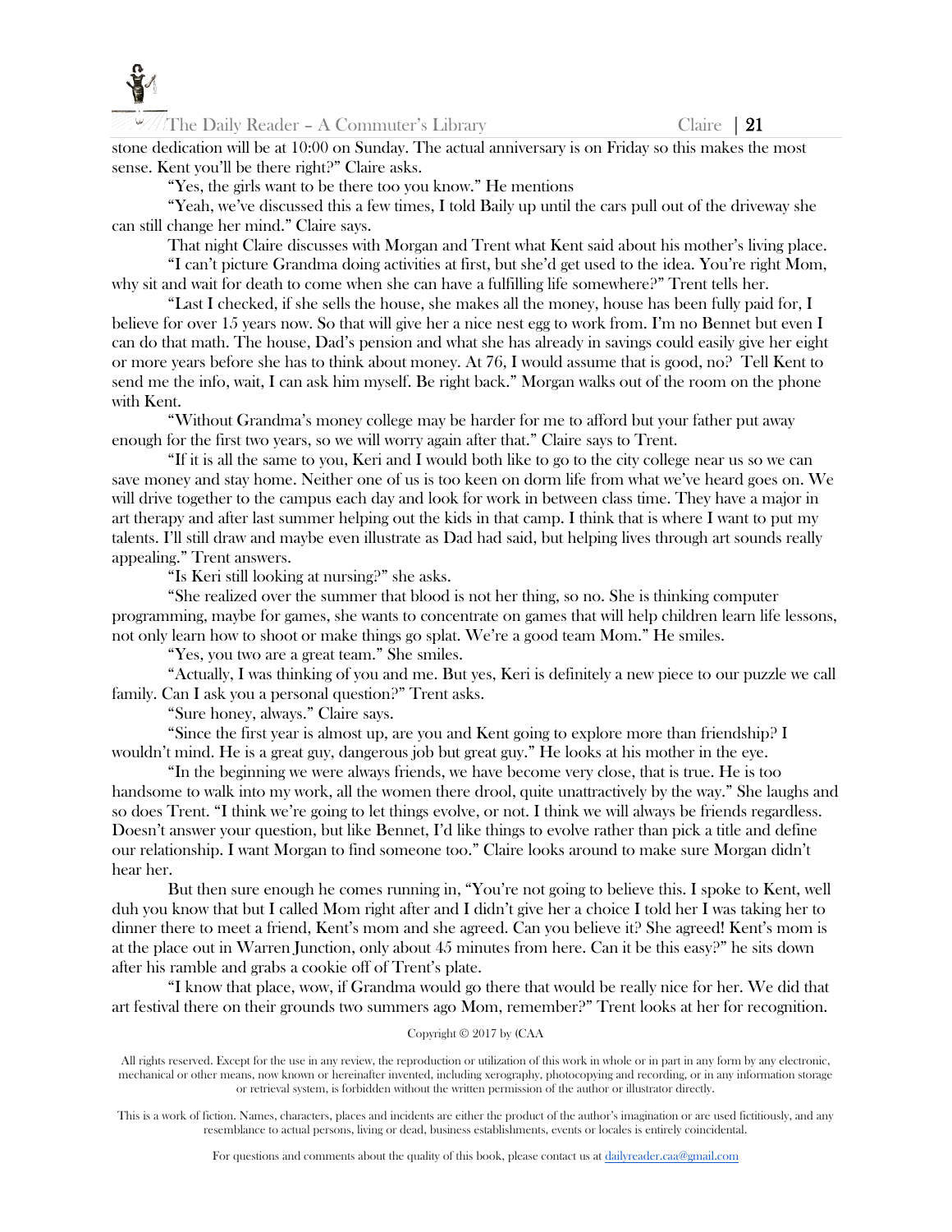stone dedication will be at 10:00 on Sunday. The actual anniversary is on Friday so this makes the most sense. Kent you'll be there right?" Claire asks.

"Yes, the girls want to be there too you know." He mentions

"Yeah, we've discussed this a few times, I told Baily up until the cars pull out of the driveway she can still change her mind." Claire says.

That night Claire discusses with Morgan and Trent what Kent said about his mother's living place.

"I can't picture Grandma doing activities at first, but she'd get used to the idea. You're right Mom, why sit and wait for death to come when she can have a fulfilling life somewhere?" Trent tells her.

"Last I checked, if she sells the house, she makes all the money, house has been fully paid for, I believe for over 15 years now. So that will give her a nice nest egg to work from. I'm no Bennet but even I can do that math. The house, Dad's pension and what she has already in savings could easily give her eight or more years before she has to think about money. At 76, I would assume that is good, no? Tell Kent to send me the info, wait, I can ask him myself. Be right back." Morgan walks out of the room on the phone with Kent.

"Without Grandma's money college may be harder for me to afford but your father put away enough for the first two years, so we will worry again after that." Claire says to Trent.

"If it is all the same to you, Keri and I would both like to go to the city college near us so we can save money and stay home. Neither one of us is too keen on dorm life from what we've heard goes on. We will drive together to the campus each day and look for work in between class time. They have a major in art therapy and after last summer helping out the kids in that camp. I think that is where I want to put my talents. I'll still draw and maybe even illustrate as Dad had said, but helping lives through art sounds really appealing." Trent answers.

"Is Keri still looking at nursing?" she asks.

"She realized over the summer that blood is not her thing, so no. She is thinking computer programming, maybe for games, she wants to concentrate on games that will help children learn life lessons, not only learn how to shoot or make things go splat. We're a good team Mom." He smiles.

"Yes, you two are a great team." She smiles.

"Actually, I was thinking of you and me. But yes, Keri is definitely a new piece to our puzzle we call family. Can I ask you a personal question?" Trent asks.

"Sure honey, always." Claire says.

"Since the first year is almost up, are you and Kent going to explore more than friendship? I wouldn't mind. He is a great guy, dangerous job but great guy." He looks at his mother in the eye.

"In the beginning we were always friends, we have become very close, that is true. He is too handsome to walk into my work, all the women there drool, quite unattractively by the way." She laughs and so does Trent. "I think we're going to let things evolve, or not. I think we will always be friends regardless. Doesn't answer your question, but like Bennet, I'd like things to evolve rather than pick a title and define our relationship. I want Morgan to find someone too." Claire looks around to make sure Morgan didn't hear her.

But then sure enough he comes running in, "You're not going to believe this. I spoke to Kent, well duh you know that but I called Mom right after and I didn't give her a choice I told her I was taking her to dinner there to meet a friend, Kent's mom and she agreed. Can you believe it? She agreed! Kent's mom is at the place out in Warren Junction, only about 45 minutes from here. Can it be this easy?" he sits down after his ramble and grabs a cookie off of Trent's plate.

"I know that place, wow, if Grandma would go there that would be really nice for her. We did that art festival there on their grounds two summers ago Mom, remember?" Trent looks at her for recognition.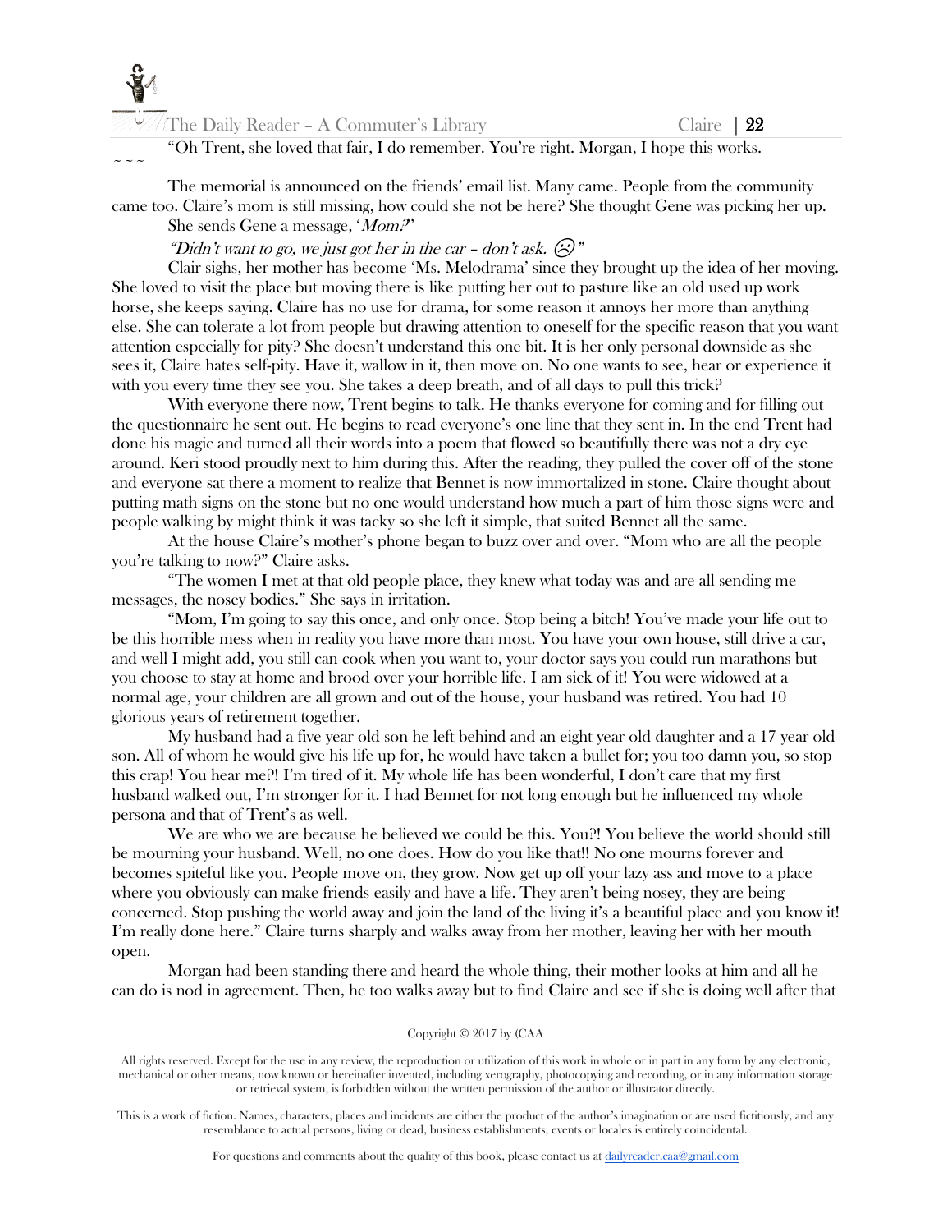"Oh Trent, she loved that fair, I do remember. You're right. Morgan, I hope this works.

~ ~ ~

The memorial is announced on the friends' email list. Many came. People from the community came too. Claire's mom is still missing, how could she not be here? She thought Gene was picking her up.

She sends Gene a message, '*Mom?*'

*"Didn't want to go, we just got her in the car – don't ask.* ☹*"*

Clair sighs, her mother has become 'Ms. Melodrama' since they brought up the idea of her moving. She loved to visit the place but moving there is like putting her out to pasture like an old used up work horse, she keeps saying. Claire has no use for drama, for some reason it annoys her more than anything else. She can tolerate a lot from people but drawing attention to oneself for the specific reason that you want attention especially for pity? She doesn't understand this one bit. It is her only personal downside as she sees it, Claire hates self-pity. Have it, wallow in it, then move on. No one wants to see, hear or experience it with you every time they see you. She takes a deep breath, and of all days to pull this trick?

With everyone there now, Trent begins to talk. He thanks everyone for coming and for filling out the questionnaire he sent out. He begins to read everyone's one line that they sent in. In the end Trent had done his magic and turned all their words into a poem that flowed so beautifully there was not a dry eye around. Keri stood proudly next to him during this. After the reading, they pulled the cover off of the stone and everyone sat there a moment to realize that Bennet is now immortalized in stone. Claire thought about putting math signs on the stone but no one would understand how much a part of him those signs were and people walking by might think it was tacky so she left it simple, that suited Bennet all the same.

At the house Claire's mother's phone began to buzz over and over. "Mom who are all the people you're talking to now?" Claire asks.

"The women I met at that old people place, they knew what today was and are all sending me messages, the nosey bodies." She says in irritation.

"Mom, I'm going to say this once, and only once. Stop being a bitch! You've made your life out to be this horrible mess when in reality you have more than most. You have your own house, still drive a car, and well I might add, you still can cook when you want to, your doctor says you could run marathons but you choose to stay at home and brood over your horrible life. I am sick of it! You were widowed at a normal age, your children are all grown and out of the house, your husband was retired. You had 10 glorious years of retirement together.

My husband had a five year old son he left behind and an eight year old daughter and a 17 year old son. All of whom he would give his life up for, he would have taken a bullet for; you too damn you, so stop this crap! You hear me?! I'm tired of it. My whole life has been wonderful, I don't care that my first husband walked out, I'm stronger for it. I had Bennet for not long enough but he influenced my whole persona and that of Trent's as well.

We are who we are because he believed we could be this. You?! You believe the world should still be mourning your husband. Well, no one does. How do you like that!! No one mourns forever and becomes spiteful like you. People move on, they grow. Now get up off your lazy ass and move to a place where you obviously can make friends easily and have a life. They aren't being nosey, they are being concerned. Stop pushing the world away and join the land of the living it's a beautiful place and you know it! I'm really done here." Claire turns sharply and walks away from her mother, leaving her with her mouth open.

Morgan had been standing there and heard the whole thing, their mother looks at him and all he can do is nod in agreement. Then, he too walks away but to find Claire and see if she is doing well after that

Copyright © 2017 by (CAA

All rights reserved. Except for the use in any review, the reproduction or utilization of this work in whole or in part in any form by any electronic, mechanical or other means, now known or hereinafter invented, including xerography, photocopying and recording, or in any information storage or retrieval system, is forbidden without the written permission of the author or illustrator directly.

This is a work of fiction. Names, characters, places and incidents are either the product of the author's imagination or are used fictitiously, and any resemblance to actual persons, living or dead, business establishments, events or locales is entirely coincidental.

For questions and comments about the quality of this book, please contact us at dailyreader.caa@gmail.com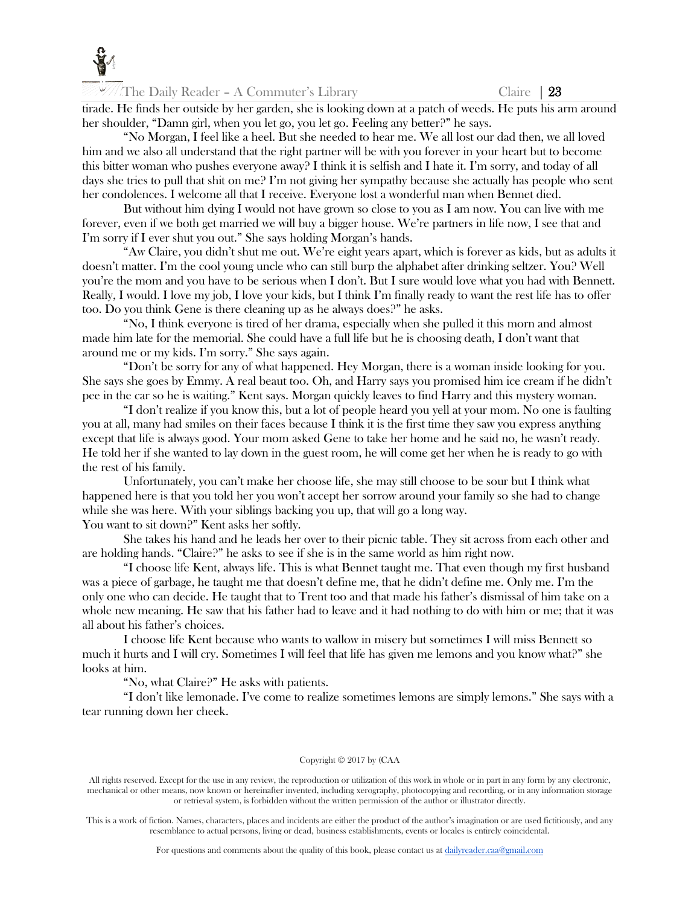tirade. He finds her outside by her garden, she is looking down at a patch of weeds. He puts his arm around her shoulder, "Damn girl, when you let go, you let go. Feeling any better?" he says.

"No Morgan, I feel like a heel. But she needed to hear me. We all lost our dad then, we all loved him and we also all understand that the right partner will be with you forever in your heart but to become this bitter woman who pushes everyone away? I think it is selfish and I hate it. I'm sorry, and today of all days she tries to pull that shit on me? I'm not giving her sympathy because she actually has people who sent her condolences. I welcome all that I receive. Everyone lost a wonderful man when Bennet died.

But without him dying I would not have grown so close to you as I am now. You can live with me forever, even if we both get married we will buy a bigger house. We're partners in life now, I see that and I'm sorry if I ever shut you out." She says holding Morgan's hands.

"Aw Claire, you didn't shut me out. We're eight years apart, which is forever as kids, but as adults it doesn't matter. I'm the cool young uncle who can still burp the alphabet after drinking seltzer. You? Well you're the mom and you have to be serious when I don't. But I sure would love what you had with Bennett. Really, I would. I love my job, I love your kids, but I think I'm finally ready to want the rest life has to offer too. Do you think Gene is there cleaning up as he always does?" he asks.

"No, I think everyone is tired of her drama, especially when she pulled it this morn and almost made him late for the memorial. She could have a full life but he is choosing death, I don't want that around me or my kids. I'm sorry." She says again.

"Don't be sorry for any of what happened. Hey Morgan, there is a woman inside looking for you. She says she goes by Emmy. A real beaut too. Oh, and Harry says you promised him ice cream if he didn't pee in the car so he is waiting." Kent says. Morgan quickly leaves to find Harry and this mystery woman.

"I don't realize if you know this, but a lot of people heard you yell at your mom. No one is faulting you at all, many had smiles on their faces because I think it is the first time they saw you express anything except that life is always good. Your mom asked Gene to take her home and he said no, he wasn't ready. He told her if she wanted to lay down in the guest room, he will come get her when he is ready to go with the rest of his family.

Unfortunately, you can't make her choose life, she may still choose to be sour but I think what happened here is that you told her you won't accept her sorrow around your family so she had to change while she was here. With your siblings backing you up, that will go a long way.
You want to sit down?" Kent asks her softly.

She takes his hand and he leads her over to their picnic table. They sit across from each other and are holding hands. "Claire?" he asks to see if she is in the same world as him right now.

"I choose life Kent, always life. This is what Bennet taught me. That even though my first husband was a piece of garbage, he taught me that doesn't define me, that he didn't define me. Only me. I'm the only one who can decide. He taught that to Trent too and that made his father's dismissal of him take on a whole new meaning. He saw that his father had to leave and it had nothing to do with him or me; that it was all about his father's choices.

I choose life Kent because who wants to wallow in misery but sometimes I will miss Bennett so much it hurts and I will cry. Sometimes I will feel that life has given me lemons and you know what?" she looks at him.

"No, what Claire?" He asks with patients.

"I don't like lemonade. I've come to realize sometimes lemons are simply lemons." She says with a tear running down her cheek.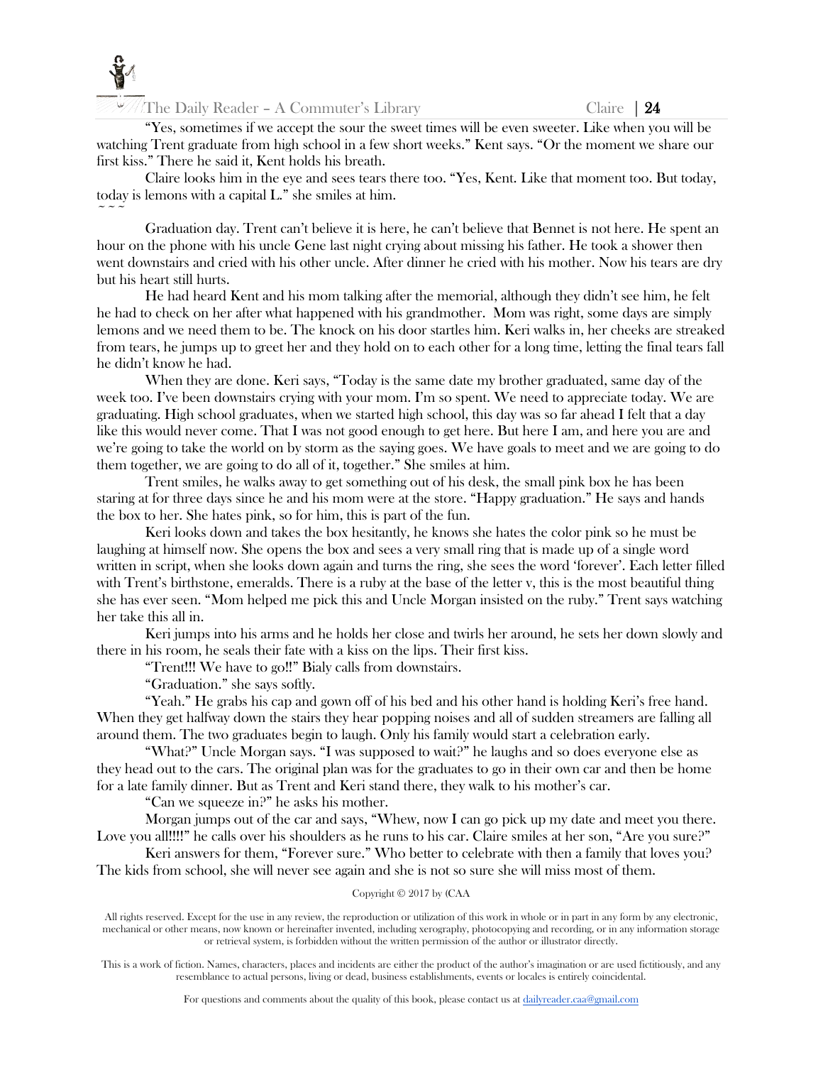"Yes, sometimes if we accept the sour the sweet times will be even sweeter. Like when you will be watching Trent graduate from high school in a few short weeks." Kent says. "Or the moment we share our first kiss." There he said it, Kent holds his breath.

Claire looks him in the eye and sees tears there too. "Yes, Kent. Like that moment too. But today, today is lemons with a capital L." she smiles at him.

~ ~ ~

Graduation day. Trent can't believe it is here, he can't believe that Bennet is not here. He spent an hour on the phone with his uncle Gene last night crying about missing his father. He took a shower then went downstairs and cried with his other uncle. After dinner he cried with his mother. Now his tears are dry but his heart still hurts.

He had heard Kent and his mom talking after the memorial, although they didn't see him, he felt he had to check on her after what happened with his grandmother. Mom was right, some days are simply lemons and we need them to be. The knock on his door startles him. Keri walks in, her cheeks are streaked from tears, he jumps up to greet her and they hold on to each other for a long time, letting the final tears fall he didn't know he had.

When they are done. Keri says, "Today is the same date my brother graduated, same day of the week too. I've been downstairs crying with your mom. I'm so spent. We need to appreciate today. We are graduating. High school graduates, when we started high school, this day was so far ahead I felt that a day like this would never come. That I was not good enough to get here. But here I am, and here you are and we're going to take the world on by storm as the saying goes. We have goals to meet and we are going to do them together, we are going to do all of it, together." She smiles at him.

Trent smiles, he walks away to get something out of his desk, the small pink box he has been staring at for three days since he and his mom were at the store. "Happy graduation." He says and hands the box to her. She hates pink, so for him, this is part of the fun.

Keri looks down and takes the box hesitantly, he knows she hates the color pink so he must be laughing at himself now. She opens the box and sees a very small ring that is made up of a single word written in script, when she looks down again and turns the ring, she sees the word 'forever'. Each letter filled with Trent's birthstone, emeralds. There is a ruby at the base of the letter v, this is the most beautiful thing she has ever seen. "Mom helped me pick this and Uncle Morgan insisted on the ruby." Trent says watching her take this all in.

Keri jumps into his arms and he holds her close and twirls her around, he sets her down slowly and there in his room, he seals their fate with a kiss on the lips. Their first kiss.

"Trent!!! We have to go!!" Bialy calls from downstairs.

"Graduation." she says softly.

"Yeah." He grabs his cap and gown off of his bed and his other hand is holding Keri's free hand. When they get halfway down the stairs they hear popping noises and all of sudden streamers are falling all around them. The two graduates begin to laugh. Only his family would start a celebration early.

"What?" Uncle Morgan says. "I was supposed to wait?" he laughs and so does everyone else as they head out to the cars. The original plan was for the graduates to go in their own car and then be home for a late family dinner. But as Trent and Keri stand there, they walk to his mother's car.

"Can we squeeze in?" he asks his mother.

Morgan jumps out of the car and says, "Whew, now I can go pick up my date and meet you there. Love you all!!!!" he calls over his shoulders as he runs to his car. Claire smiles at her son, "Are you sure?"

Keri answers for them, "Forever sure." Who better to celebrate with then a family that loves you? The kids from school, she will never see again and she is not so sure she will miss most of them.

Copyright © 2017 by (CAA

All rights reserved. Except for the use in any review, the reproduction or utilization of this work in whole or in part in any form by any electronic, mechanical or other means, now known or hereinafter invented, including xerography, photocopying and recording, or in any information storage or retrieval system, is forbidden without the written permission of the author or illustrator directly.

This is a work of fiction. Names, characters, places and incidents are either the product of the author's imagination or are used fictitiously, and any resemblance to actual persons, living or dead, business establishments, events or locales is entirely coincidental.

For questions and comments about the quality of this book, please contact us at dailyreader.caa@gmail.com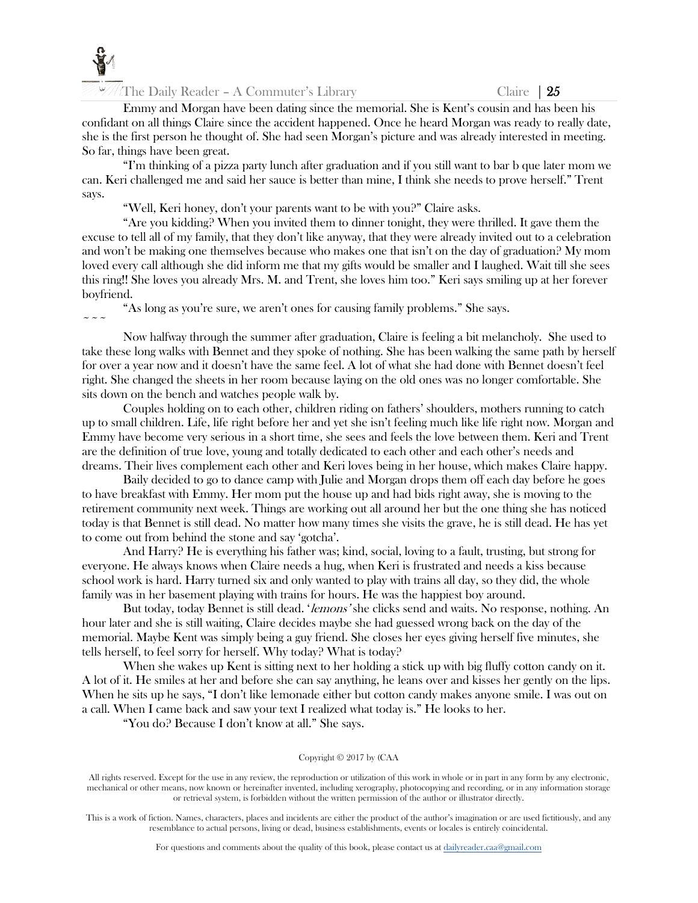Emmy and Morgan have been dating since the memorial. She is Kent's cousin and has been his confidant on all things Claire since the accident happened. Once he heard Morgan was ready to really date, she is the first person he thought of. She had seen Morgan's picture and was already interested in meeting. So far, things have been great.

"I'm thinking of a pizza party lunch after graduation and if you still want to bar b que later mom we can. Keri challenged me and said her sauce is better than mine, I think she needs to prove herself." Trent says.

"Well, Keri honey, don't your parents want to be with you?" Claire asks.

"Are you kidding? When you invited them to dinner tonight, they were thrilled. It gave them the excuse to tell all of my family, that they don't like anyway, that they were already invited out to a celebration and won't be making one themselves because who makes one that isn't on the day of graduation? My mom loved every call although she did inform me that my gifts would be smaller and I laughed. Wait till she sees this ring!! She loves you already Mrs. M. and Trent, she loves him too." Keri says smiling up at her forever boyfriend.

"As long as you're sure, we aren't ones for causing family problems." She says.

~ ~ ~

Now halfway through the summer after graduation, Claire is feeling a bit melancholy. She used to take these long walks with Bennet and they spoke of nothing. She has been walking the same path by herself for over a year now and it doesn't have the same feel. A lot of what she had done with Bennet doesn't feel right. She changed the sheets in her room because laying on the old ones was no longer comfortable. She sits down on the bench and watches people walk by.

Couples holding on to each other, children riding on fathers' shoulders, mothers running to catch up to small children. Life, life right before her and yet she isn't feeling much like life right now. Morgan and Emmy have become very serious in a short time, she sees and feels the love between them. Keri and Trent are the definition of true love, young and totally dedicated to each other and each other's needs and dreams. Their lives complement each other and Keri loves being in her house, which makes Claire happy.

Baily decided to go to dance camp with Julie and Morgan drops them off each day before he goes to have breakfast with Emmy. Her mom put the house up and had bids right away, she is moving to the retirement community next week. Things are working out all around her but the one thing she has noticed today is that Bennet is still dead. No matter how many times she visits the grave, he is still dead. He has yet to come out from behind the stone and say 'gotcha'.

And Harry? He is everything his father was; kind, social, loving to a fault, trusting, but strong for everyone. He always knows when Claire needs a hug, when Keri is frustrated and needs a kiss because school work is hard. Harry turned six and only wanted to play with trains all day, so they did, the whole family was in her basement playing with trains for hours. He was the happiest boy around.

But today, today Bennet is still dead. '*lemons*' she clicks send and waits. No response, nothing. An hour later and she is still waiting, Claire decides maybe she had guessed wrong back on the day of the memorial. Maybe Kent was simply being a guy friend. She closes her eyes giving herself five minutes, she tells herself, to feel sorry for herself. Why today? What is today?

When she wakes up Kent is sitting next to her holding a stick up with big fluffy cotton candy on it. A lot of it. He smiles at her and before she can say anything, he leans over and kisses her gently on the lips. When he sits up he says, "I don't like lemonade either but cotton candy makes anyone smile. I was out on a call. When I came back and saw your text I realized what today is." He looks to her.

"You do? Because I don't know at all." She says.

Copyright © 2017 by (CAA

All rights reserved. Except for the use in any review, the reproduction or utilization of this work in whole or in part in any form by any electronic, mechanical or other means, now known or hereinafter invented, including xerography, photocopying and recording, or in any information storage or retrieval system, is forbidden without the written permission of the author or illustrator directly.

This is a work of fiction. Names, characters, places and incidents are either the product of the author's imagination or are used fictitiously, and any resemblance to actual persons, living or dead, business establishments, events or locales is entirely coincidental.

For questions and comments about the quality of this book, please contact us at dailyreader.caa@gmail.com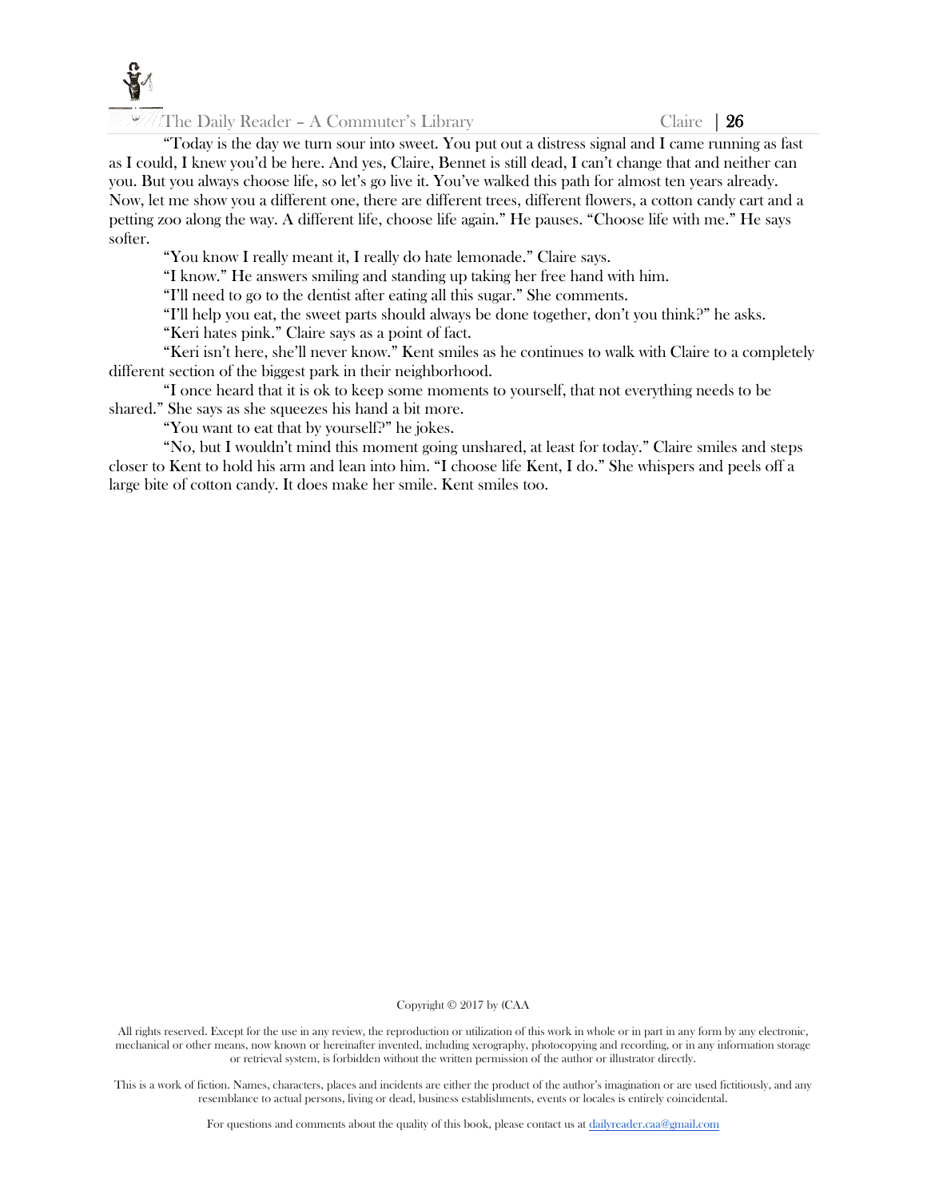"Today is the day we turn sour into sweet. You put out a distress signal and I came running as fast as I could, I knew you'd be here. And yes, Claire, Bennet is still dead, I can't change that and neither can you. But you always choose life, so let's go live it. You've walked this path for almost ten years already. Now, let me show you a different one, there are different trees, different flowers, a cotton candy cart and a petting zoo along the way. A different life, choose life again." He pauses. "Choose life with me." He says softer.

"You know I really meant it, I really do hate lemonade." Claire says.

"I know." He answers smiling and standing up taking her free hand with him.

"I'll need to go to the dentist after eating all this sugar." She comments.

"I'll help you eat, the sweet parts should always be done together, don't you think?" he asks.

"Keri hates pink." Claire says as a point of fact.

"Keri isn't here, she'll never know." Kent smiles as he continues to walk with Claire to a completely different section of the biggest park in their neighborhood.

"I once heard that it is ok to keep some moments to yourself, that not everything needs to be shared." She says as she squeezes his hand a bit more.

"You want to eat that by yourself?" he jokes.

"No, but I wouldn't mind this moment going unshared, at least for today." Claire smiles and steps closer to Kent to hold his arm and lean into him. "I choose life Kent, I do." She whispers and peels off a large bite of cotton candy. It does make her smile. Kent smiles too.

Copyright © 2017 by (CAA

All rights reserved. Except for the use in any review, the reproduction or utilization of this work in whole or in part in any form by any electronic, mechanical or other means, now known or hereinafter invented, including xerography, photocopying and recording, or in any information storage or retrieval system, is forbidden without the written permission of the author or illustrator directly.

This is a work of fiction. Names, characters, places and incidents are either the product of the author's imagination or are used fictitiously, and any resemblance to actual persons, living or dead, business establishments, events or locales is entirely coincidental.

For questions and comments about the quality of this book, please contact us at dailyreader.caa@gmail.com